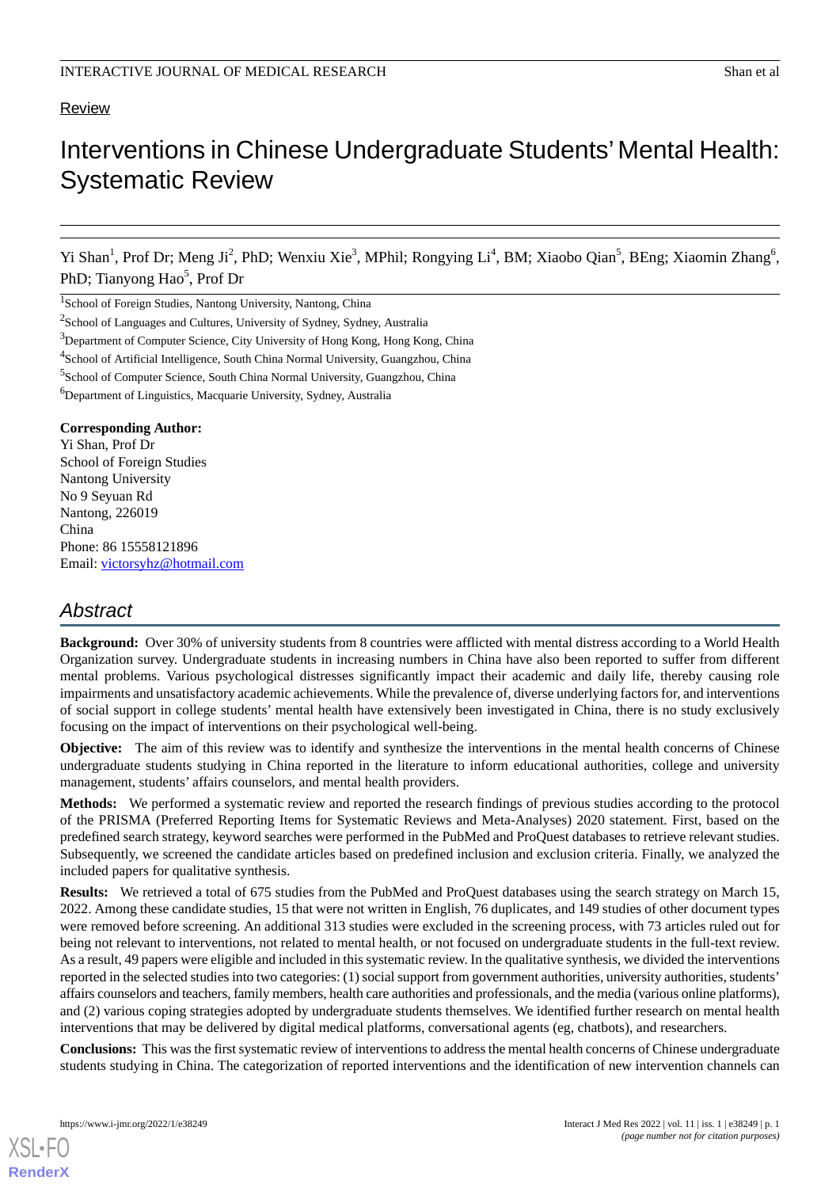Review

# Interventions in Chinese Undergraduate Students' Mental Health: Systematic Review

Yi Shan[1], Prof Dr; Meng Ji[2], PhD; Wenxiu Xie[3], MPhil; Rongying Li[4], BM; Xiaobo Qian[5], BEng; Xiaomin Zhang[6], PhD; Tianyong Hao[5], Prof Dr

[1]School of Foreign Studies, Nantong University, Nantong, China

[2]School of Languages and Cultures, University of Sydney, Sydney, Australia

[3]Department of Computer Science, City University of Hong Kong, Hong Kong, China

[4]School of Artificial Intelligence, South China Normal University, Guangzhou, China

[5]School of Computer Science, South China Normal University, Guangzhou, China

[6]Department of Linguistics, Macquarie University, Sydney, Australia

**Corresponding Author:**
Yi Shan, Prof Dr
School of Foreign Studies
Nantong University
No 9 Seyuan Rd
Nantong, 226019
China
Phone: 86 15558121896
Email: victorsyhz@hotmail.com

## Abstract

**Background:** Over 30% of university students from 8 countries were afflicted with mental distress according to a World Health Organization survey. Undergraduate students in increasing numbers in China have also been reported to suffer from different mental problems. Various psychological distresses significantly impact their academic and daily life, thereby causing role impairments and unsatisfactory academic achievements. While the prevalence of, diverse underlying factors for, and interventions of social support in college students' mental health have extensively been investigated in China, there is no study exclusively focusing on the impact of interventions on their psychological well-being.

**Objective:** The aim of this review was to identify and synthesize the interventions in the mental health concerns of Chinese undergraduate students studying in China reported in the literature to inform educational authorities, college and university management, students' affairs counselors, and mental health providers.

**Methods:** We performed a systematic review and reported the research findings of previous studies according to the protocol of the PRISMA (Preferred Reporting Items for Systematic Reviews and Meta-Analyses) 2020 statement. First, based on the predefined search strategy, keyword searches were performed in the PubMed and ProQuest databases to retrieve relevant studies. Subsequently, we screened the candidate articles based on predefined inclusion and exclusion criteria. Finally, we analyzed the included papers for qualitative synthesis.

**Results:** We retrieved a total of 675 studies from the PubMed and ProQuest databases using the search strategy on March 15, 2022. Among these candidate studies, 15 that were not written in English, 76 duplicates, and 149 studies of other document types were removed before screening. An additional 313 studies were excluded in the screening process, with 73 articles ruled out for being not relevant to interventions, not related to mental health, or not focused on undergraduate students in the full-text review. As a result, 49 papers were eligible and included in this systematic review. In the qualitative synthesis, we divided the interventions reported in the selected studies into two categories: (1) social support from government authorities, university authorities, students' affairs counselors and teachers, family members, health care authorities and professionals, and the media (various online platforms), and (2) various coping strategies adopted by undergraduate students themselves. We identified further research on mental health interventions that may be delivered by digital medical platforms, conversational agents (eg, chatbots), and researchers.

**Conclusions:** This was the first systematic review of interventions to address the mental health concerns of Chinese undergraduate students studying in China. The categorization of reported interventions and the identification of new intervention channels can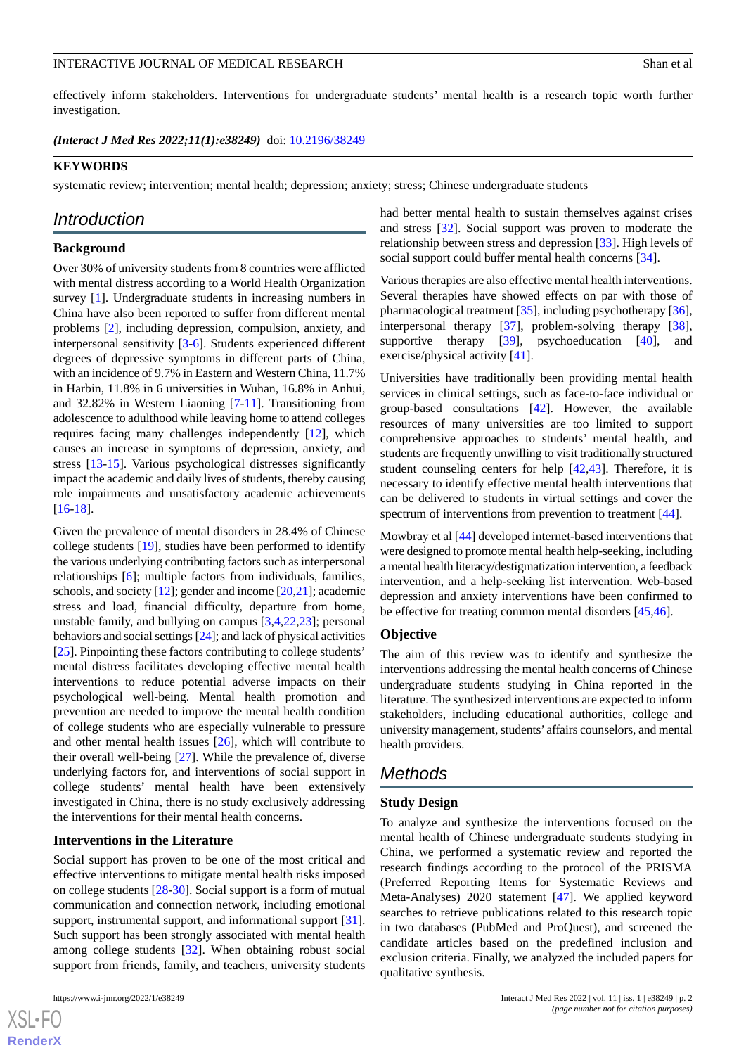effectively inform stakeholders. Interventions for undergraduate students' mental health is a research topic worth further investigation.

***(Interact J Med Res 2022;11(1):e38249)*** doi: 10.2196/38249

**KEYWORDS**

systematic review; intervention; mental health; depression; anxiety; stress; Chinese undergraduate students

## Introduction

### Background

Over 30% of university students from 8 countries were afflicted with mental distress according to a World Health Organization survey [1]. Undergraduate students in increasing numbers in China have also been reported to suffer from different mental problems [2], including depression, compulsion, anxiety, and interpersonal sensitivity [3-6]. Students experienced different degrees of depressive symptoms in different parts of China, with an incidence of 9.7% in Eastern and Western China, 11.7% in Harbin, 11.8% in 6 universities in Wuhan, 16.8% in Anhui, and 32.82% in Western Liaoning [7-11]. Transitioning from adolescence to adulthood while leaving home to attend colleges requires facing many challenges independently [12], which causes an increase in symptoms of depression, anxiety, and stress [13-15]. Various psychological distresses significantly impact the academic and daily lives of students, thereby causing role impairments and unsatisfactory academic achievements [16-18].

Given the prevalence of mental disorders in 28.4% of Chinese college students [19], studies have been performed to identify the various underlying contributing factors such as interpersonal relationships [6]; multiple factors from individuals, families, schools, and society [12]; gender and income [20,21]; academic stress and load, financial difficulty, departure from home, unstable family, and bullying on campus [3,4,22,23]; personal behaviors and social settings [24]; and lack of physical activities [25]. Pinpointing these factors contributing to college students' mental distress facilitates developing effective mental health interventions to reduce potential adverse impacts on their psychological well-being. Mental health promotion and prevention are needed to improve the mental health condition of college students who are especially vulnerable to pressure and other mental health issues [26], which will contribute to their overall well-being [27]. While the prevalence of, diverse underlying factors for, and interventions of social support in college students' mental health have been extensively investigated in China, there is no study exclusively addressing the interventions for their mental health concerns.

### Interventions in the Literature

Social support has proven to be one of the most critical and effective interventions to mitigate mental health risks imposed on college students [28-30]. Social support is a form of mutual communication and connection network, including emotional support, instrumental support, and informational support [31]. Such support has been strongly associated with mental health among college students [32]. When obtaining robust social support from friends, family, and teachers, university students had better mental health to sustain themselves against crises and stress [32]. Social support was proven to moderate the relationship between stress and depression [33]. High levels of social support could buffer mental health concerns [34].

Various therapies are also effective mental health interventions. Several therapies have showed effects on par with those of pharmacological treatment [35], including psychotherapy [36], interpersonal therapy [37], problem-solving therapy [38], supportive therapy [39], psychoeducation [40], and exercise/physical activity [41].

Universities have traditionally been providing mental health services in clinical settings, such as face-to-face individual or group-based consultations [42]. However, the available resources of many universities are too limited to support comprehensive approaches to students' mental health, and students are frequently unwilling to visit traditionally structured student counseling centers for help [42,43]. Therefore, it is necessary to identify effective mental health interventions that can be delivered to students in virtual settings and cover the spectrum of interventions from prevention to treatment [44].

Mowbray et al [44] developed internet-based interventions that were designed to promote mental health help-seeking, including a mental health literacy/destigmatization intervention, a feedback intervention, and a help-seeking list intervention. Web-based depression and anxiety interventions have been confirmed to be effective for treating common mental disorders [45,46].

### Objective

The aim of this review was to identify and synthesize the interventions addressing the mental health concerns of Chinese undergraduate students studying in China reported in the literature. The synthesized interventions are expected to inform stakeholders, including educational authorities, college and university management, students' affairs counselors, and mental health providers.

## Methods

### Study Design

To analyze and synthesize the interventions focused on the mental health of Chinese undergraduate students studying in China, we performed a systematic review and reported the research findings according to the protocol of the PRISMA (Preferred Reporting Items for Systematic Reviews and Meta-Analyses) 2020 statement [47]. We applied keyword searches to retrieve publications related to this research topic in two databases (PubMed and ProQuest), and screened the candidate articles based on the predefined inclusion and exclusion criteria. Finally, we analyzed the included papers for qualitative synthesis.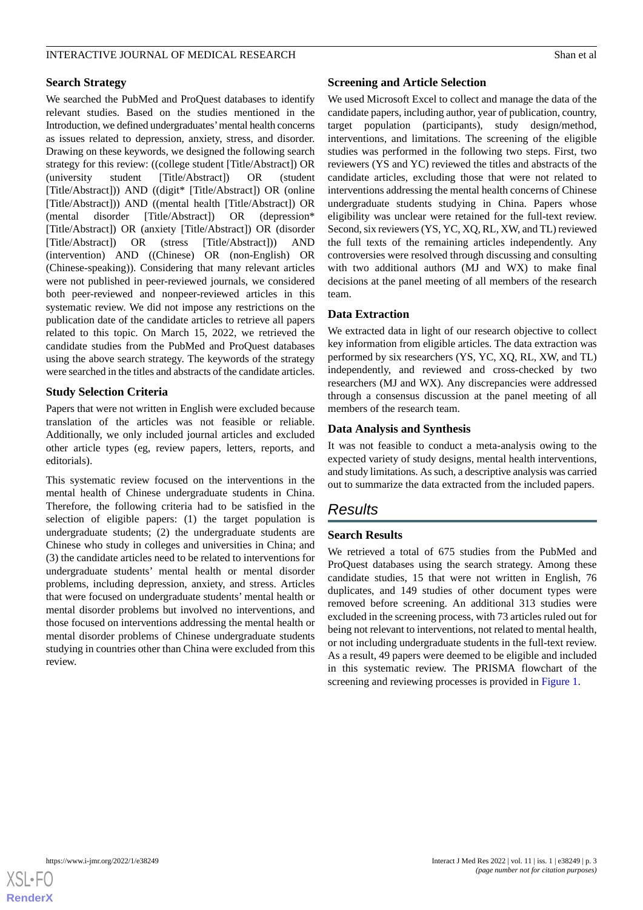### Search Strategy

We searched the PubMed and ProQuest databases to identify relevant studies. Based on the studies mentioned in the Introduction, we defined undergraduates' mental health concerns as issues related to depression, anxiety, stress, and disorder. Drawing on these keywords, we designed the following search strategy for this review: ((college student [Title/Abstract]) OR (university student [Title/Abstract]) OR (student [Title/Abstract])) AND ((digit* [Title/Abstract]) OR (online [Title/Abstract])) AND ((mental health [Title/Abstract]) OR (mental disorder [Title/Abstract]) OR (depression* [Title/Abstract]) OR (anxiety [Title/Abstract]) OR (disorder [Title/Abstract]) OR (stress [Title/Abstract])) AND (intervention) AND ((Chinese) OR (non-English) OR (Chinese-speaking)). Considering that many relevant articles were not published in peer-reviewed journals, we considered both peer-reviewed and nonpeer-reviewed articles in this systematic review. We did not impose any restrictions on the publication date of the candidate articles to retrieve all papers related to this topic. On March 15, 2022, we retrieved the candidate studies from the PubMed and ProQuest databases using the above search strategy. The keywords of the strategy were searched in the titles and abstracts of the candidate articles.

### Study Selection Criteria

Papers that were not written in English were excluded because translation of the articles was not feasible or reliable. Additionally, we only included journal articles and excluded other article types (eg, review papers, letters, reports, and editorials).

This systematic review focused on the interventions in the mental health of Chinese undergraduate students in China. Therefore, the following criteria had to be satisfied in the selection of eligible papers: (1) the target population is undergraduate students; (2) the undergraduate students are Chinese who study in colleges and universities in China; and (3) the candidate articles need to be related to interventions for undergraduate students' mental health or mental disorder problems, including depression, anxiety, and stress. Articles that were focused on undergraduate students' mental health or mental disorder problems but involved no interventions, and those focused on interventions addressing the mental health or mental disorder problems of Chinese undergraduate students studying in countries other than China were excluded from this review.

### Screening and Article Selection

We used Microsoft Excel to collect and manage the data of the candidate papers, including author, year of publication, country, target population (participants), study design/method, interventions, and limitations. The screening of the eligible studies was performed in the following two steps. First, two reviewers (YS and YC) reviewed the titles and abstracts of the candidate articles, excluding those that were not related to interventions addressing the mental health concerns of Chinese undergraduate students studying in China. Papers whose eligibility was unclear were retained for the full-text review. Second, six reviewers (YS, YC, XQ, RL, XW, and TL) reviewed the full texts of the remaining articles independently. Any controversies were resolved through discussing and consulting with two additional authors (MJ and WX) to make final decisions at the panel meeting of all members of the research team.

### Data Extraction

We extracted data in light of our research objective to collect key information from eligible articles. The data extraction was performed by six researchers (YS, YC, XQ, RL, XW, and TL) independently, and reviewed and cross-checked by two researchers (MJ and WX). Any discrepancies were addressed through a consensus discussion at the panel meeting of all members of the research team.

### Data Analysis and Synthesis

It was not feasible to conduct a meta-analysis owing to the expected variety of study designs, mental health interventions, and study limitations. As such, a descriptive analysis was carried out to summarize the data extracted from the included papers.

## *Results*

### Search Results

We retrieved a total of 675 studies from the PubMed and ProQuest databases using the search strategy. Among these candidate studies, 15 that were not written in English, 76 duplicates, and 149 studies of other document types were removed before screening. An additional 313 studies were excluded in the screening process, with 73 articles ruled out for being not relevant to interventions, not related to mental health, or not including undergraduate students in the full-text review. As a result, 49 papers were deemed to be eligible and included in this systematic review. The PRISMA flowchart of the screening and reviewing processes is provided in Figure 1.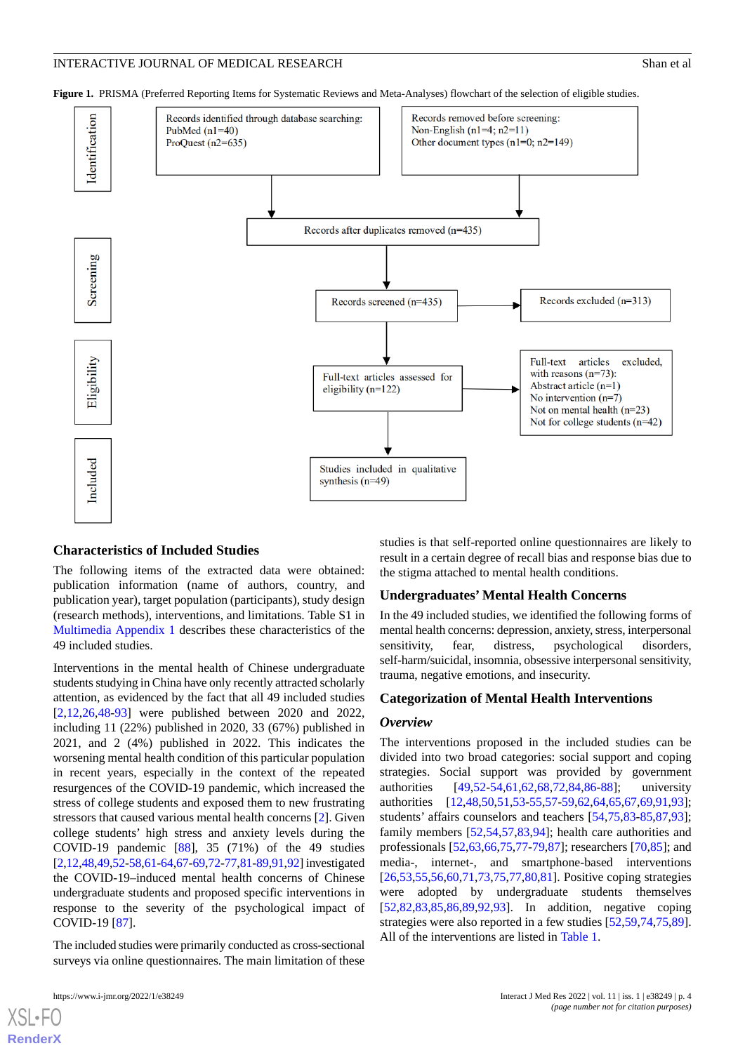**Figure 1.** PRISMA (Preferred Reporting Items for Systematic Reviews and Meta-Analyses) flowchart of the selection of eligible studies.

Identification

Records identified through database searching:
PubMed (n1=40)
ProQuest (n2=635)

Records removed before screening:
Non-English (n1=4; n2=11)
Other document types (n1=0; n2=149)

Records after duplicates removed (n=435)

Screening

Records screened (n=435)

Records excluded (n=313)

Eligibility

Full-text articles assessed for eligibility (n=122)

Full-text articles excluded, with reasons (n=73):
Abstract article (n=1)
No intervention (n=7)
Not on mental health (n=23)
Not for college students (n=42)

Included

Studies included in qualitative synthesis (n=49)

## Characteristics of Included Studies

The following items of the extracted data were obtained: publication information (name of authors, country, and publication year), target population (participants), study design (research methods), interventions, and limitations. Table S1 in Multimedia Appendix 1 describes these characteristics of the 49 included studies.

Interventions in the mental health of Chinese undergraduate students studying in China have only recently attracted scholarly attention, as evidenced by the fact that all 49 included studies [2,12,26,48-93] were published between 2020 and 2022, including 11 (22%) published in 2020, 33 (67%) published in 2021, and 2 (4%) published in 2022. This indicates the worsening mental health condition of this particular population in recent years, especially in the context of the repeated resurgences of the COVID-19 pandemic, which increased the stress of college students and exposed them to new frustrating stressors that caused various mental health concerns [2]. Given college students' high stress and anxiety levels during the COVID-19 pandemic [88], 35 (71%) of the 49 studies [2,12,48,49,52-58,61-64,67-69,72-77,81-89,91,92] investigated the COVID-19–induced mental health concerns of Chinese undergraduate students and proposed specific interventions in response to the severity of the psychological impact of COVID-19 [87].

The included studies were primarily conducted as cross-sectional surveys via online questionnaires. The main limitation of these studies is that self-reported online questionnaires are likely to result in a certain degree of recall bias and response bias due to the stigma attached to mental health conditions.

## Undergraduates' Mental Health Concerns

In the 49 included studies, we identified the following forms of mental health concerns: depression, anxiety, stress, interpersonal sensitivity, fear, distress, psychological disorders, self-harm/suicidal, insomnia, obsessive interpersonal sensitivity, trauma, negative emotions, and insecurity.

## Categorization of Mental Health Interventions

### *Overview*

The interventions proposed in the included studies can be divided into two broad categories: social support and coping strategies. Social support was provided by government authorities [49,52-54,61,62,68,72,84,86-88]; university authorities [12,48,50,51,53-55,57-59,62,64,65,67,69,91,93]; students' affairs counselors and teachers [54,75,83-85,87,93]; family members [52,54,57,83,94]; health care authorities and professionals [52,63,66,75,77-79,87]; researchers [70,85]; and media-, internet-, and smartphone-based interventions [26,53,55,56,60,71,73,75,77,80,81]. Positive coping strategies were adopted by undergraduate students themselves [52,82,83,85,86,89,92,93]. In addition, negative coping strategies were also reported in a few studies [52,59,74,75,89]. All of the interventions are listed in Table 1.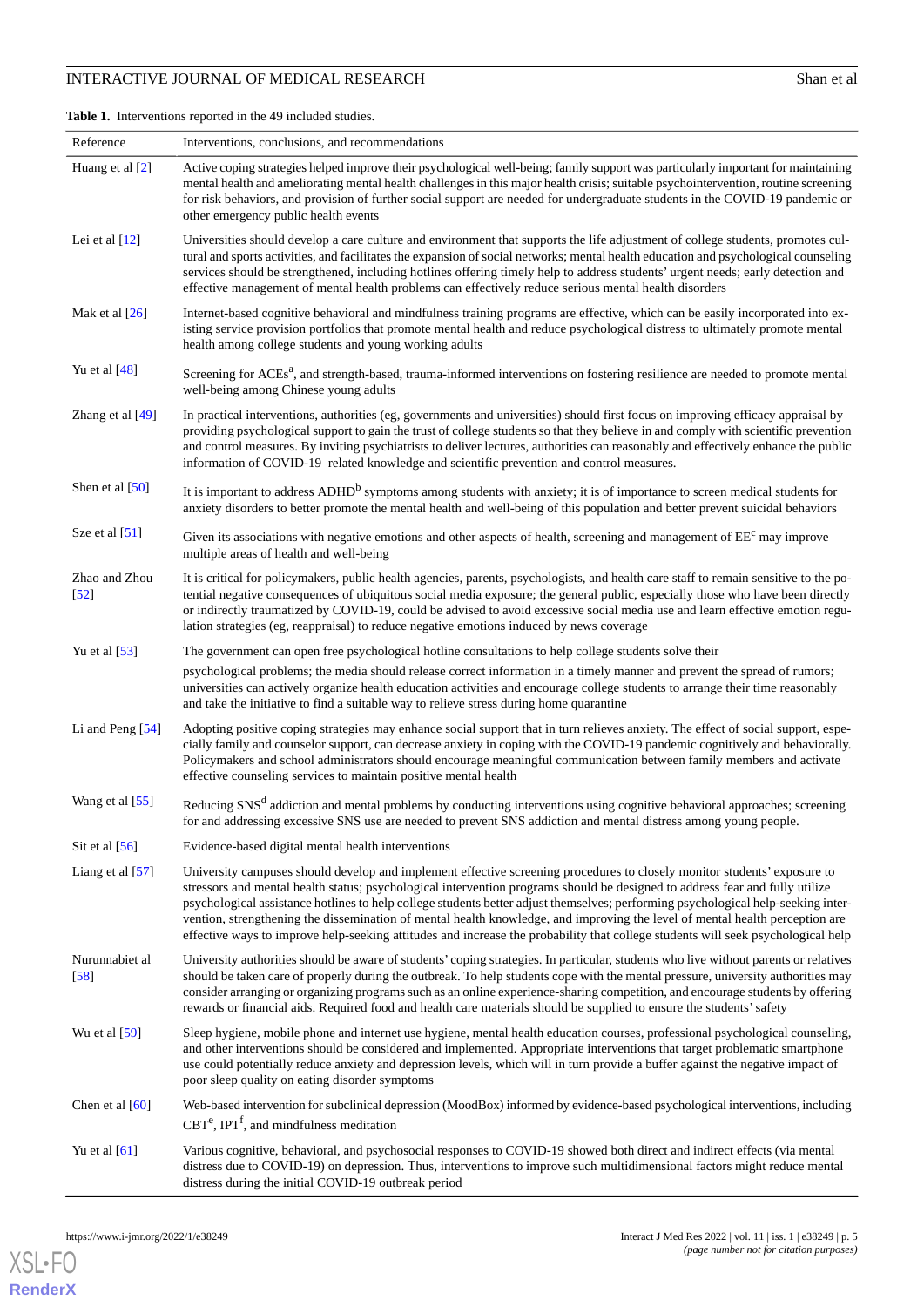**Table 1.** Interventions reported in the 49 included studies.

| Reference | Interventions, conclusions, and recommendations |
|---|---|
| Huang et al [2] | Active coping strategies helped improve their psychological well-being; family support was particularly important for maintaining mental health and ameliorating mental health challenges in this major health crisis; suitable psychointervention, routine screening for risk behaviors, and provision of further social support are needed for undergraduate students in the COVID-19 pandemic or other emergency public health events |
| Lei et al [12] | Universities should develop a care culture and environment that supports the life adjustment of college students, promotes cultural and sports activities, and facilitates the expansion of social networks; mental health education and psychological counseling services should be strengthened, including hotlines offering timely help to address students' urgent needs; early detection and effective management of mental health problems can effectively reduce serious mental health disorders |
| Mak et al [26] | Internet-based cognitive behavioral and mindfulness training programs are effective, which can be easily incorporated into existing service provision portfolios that promote mental health and reduce psychological distress to ultimately promote mental health among college students and young working adults |
| Yu et al [48] | Screening for ACEs[a], and strength-based, trauma-informed interventions on fostering resilience are needed to promote mental well-being among Chinese young adults |
| Zhang et al [49] | In practical interventions, authorities (eg, governments and universities) should first focus on improving efficacy appraisal by providing psychological support to gain the trust of college students so that they believe in and comply with scientific prevention and control measures. By inviting psychiatrists to deliver lectures, authorities can reasonably and effectively enhance the public information of COVID-19–related knowledge and scientific prevention and control measures. |
| Shen et al [50] | It is important to address ADHD[b] symptoms among students with anxiety; it is of importance to screen medical students for anxiety disorders to better promote the mental health and well-being of this population and better prevent suicidal behaviors |
| Sze et al [51] | Given its associations with negative emotions and other aspects of health, screening and management of EE[c] may improve multiple areas of health and well-being |
| Zhao and Zhou [52] | It is critical for policymakers, public health agencies, parents, psychologists, and health care staff to remain sensitive to the potential negative consequences of ubiquitous social media exposure; the general public, especially those who have been directly or indirectly traumatized by COVID-19, could be advised to avoid excessive social media use and learn effective emotion regulation strategies (eg, reappraisal) to reduce negative emotions induced by news coverage |
| Yu et al [53] | The government can open free psychological hotline consultations to help college students solve their psychological problems; the media should release correct information in a timely manner and prevent the spread of rumors; universities can actively organize health education activities and encourage college students to arrange their time reasonably and take the initiative to find a suitable way to relieve stress during home quarantine |
| Li and Peng [54] | Adopting positive coping strategies may enhance social support that in turn relieves anxiety. The effect of social support, especially family and counselor support, can decrease anxiety in coping with the COVID-19 pandemic cognitively and behaviorally. Policymakers and school administrators should encourage meaningful communication between family members and activate effective counseling services to maintain positive mental health |
| Wang et al [55] | Reducing SNS[d] addiction and mental problems by conducting interventions using cognitive behavioral approaches; screening for and addressing excessive SNS use are needed to prevent SNS addiction and mental distress among young people. |
| Sit et al [56] | Evidence-based digital mental health interventions |
| Liang et al [57] | University campuses should develop and implement effective screening procedures to closely monitor students' exposure to stressors and mental health status; psychological intervention programs should be designed to address fear and fully utilize psychological assistance hotlines to help college students better adjust themselves; performing psychological help-seeking intervention, strengthening the dissemination of mental health knowledge, and improving the level of mental health perception are effective ways to improve help-seeking attitudes and increase the probability that college students will seek psychological help |
| Nurunnabiet al [58] | University authorities should be aware of students' coping strategies. In particular, students who live without parents or relatives should be taken care of properly during the outbreak. To help students cope with the mental pressure, university authorities may consider arranging or organizing programs such as an online experience-sharing competition, and encourage students by offering rewards or financial aids. Required food and health care materials should be supplied to ensure the students' safety |
| Wu et al [59] | Sleep hygiene, mobile phone and internet use hygiene, mental health education courses, professional psychological counseling, and other interventions should be considered and implemented. Appropriate interventions that target problematic smartphone use could potentially reduce anxiety and depression levels, which will in turn provide a buffer against the negative impact of poor sleep quality on eating disorder symptoms |
| Chen et al [60] | Web-based intervention for subclinical depression (MoodBox) informed by evidence-based psychological interventions, including CBT[e], IPT[f], and mindfulness meditation |
| Yu et al [61] | Various cognitive, behavioral, and psychosocial responses to COVID-19 showed both direct and indirect effects (via mental distress due to COVID-19) on depression. Thus, interventions to improve such multidimensional factors might reduce mental distress during the initial COVID-19 outbreak period |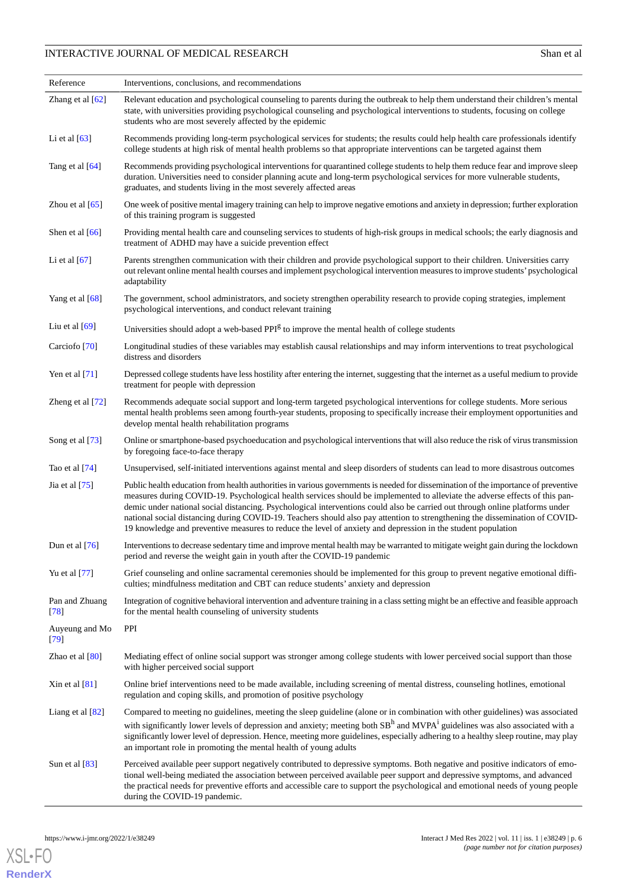| Reference | Interventions, conclusions, and recommendations |
| --- | --- |
| Zhang et al [62] | Relevant education and psychological counseling to parents during the outbreak to help them understand their children's mental state, with universities providing psychological counseling and psychological interventions to students, focusing on college students who are most severely affected by the epidemic |
| Li et al [63] | Recommends providing long-term psychological services for students; the results could help health care professionals identify college students at high risk of mental health problems so that appropriate interventions can be targeted against them |
| Tang et al [64] | Recommends providing psychological interventions for quarantined college students to help them reduce fear and improve sleep duration. Universities need to consider planning acute and long-term psychological services for more vulnerable students, graduates, and students living in the most severely affected areas |
| Zhou et al [65] | One week of positive mental imagery training can help to improve negative emotions and anxiety in depression; further exploration of this training program is suggested |
| Shen et al [66] | Providing mental health care and counseling services to students of high-risk groups in medical schools; the early diagnosis and treatment of ADHD may have a suicide prevention effect |
| Li et al [67] | Parents strengthen communication with their children and provide psychological support to their children. Universities carry out relevant online mental health courses and implement psychological intervention measures to improve students' psychological adaptability |
| Yang et al [68] | The government, school administrators, and society strengthen operability research to provide coping strategies, implement psychological interventions, and conduct relevant training |
| Liu et al [69] | Universities should adopt a web-based PPI[g] to improve the mental health of college students |
| Carciofo [70] | Longitudinal studies of these variables may establish causal relationships and may inform interventions to treat psychological distress and disorders |
| Yen et al [71] | Depressed college students have less hostility after entering the internet, suggesting that the internet as a useful medium to provide treatment for people with depression |
| Zheng et al [72] | Recommends adequate social support and long-term targeted psychological interventions for college students. More serious mental health problems seen among fourth-year students, proposing to specifically increase their employment opportunities and develop mental health rehabilitation programs |
| Song et al [73] | Online or smartphone-based psychoeducation and psychological interventions that will also reduce the risk of virus transmission by foregoing face-to-face therapy |
| Tao et al [74] | Unsupervised, self-initiated interventions against mental and sleep disorders of students can lead to more disastrous outcomes |
| Jia et al [75] | Public health education from health authorities in various governments is needed for dissemination of the importance of preventive measures during COVID-19. Psychological health services should be implemented to alleviate the adverse effects of this pandemic under national social distancing. Psychological interventions could also be carried out through online platforms under national social distancing during COVID-19. Teachers should also pay attention to strengthening the dissemination of COVID-19 knowledge and preventive measures to reduce the level of anxiety and depression in the student population |
| Dun et al [76] | Interventions to decrease sedentary time and improve mental health may be warranted to mitigate weight gain during the lockdown period and reverse the weight gain in youth after the COVID-19 pandemic |
| Yu et al [77] | Grief counseling and online sacramental ceremonies should be implemented for this group to prevent negative emotional difficulties; mindfulness meditation and CBT can reduce students' anxiety and depression |
| Pan and Zhuang [78] | Integration of cognitive behavioral intervention and adventure training in a class setting might be an effective and feasible approach for the mental health counseling of university students |
| Auyeung and Mo [79] | PPI |
| Zhao et al [80] | Mediating effect of online social support was stronger among college students with lower perceived social support than those with higher perceived social support |
| Xin et al [81] | Online brief interventions need to be made available, including screening of mental distress, counseling hotlines, emotional regulation and coping skills, and promotion of positive psychology |
| Liang et al [82] | Compared to meeting no guidelines, meeting the sleep guideline (alone or in combination with other guidelines) was associated with significantly lower levels of depression and anxiety; meeting both SB[h] and MVPA[i] guidelines was also associated with a significantly lower level of depression. Hence, meeting more guidelines, especially adhering to a healthy sleep routine, may play an important role in promoting the mental health of young adults |
| Sun et al [83] | Perceived available peer support negatively contributed to depressive symptoms. Both negative and positive indicators of emotional well-being mediated the association between perceived available peer support and depressive symptoms, and advanced the practical needs for preventive efforts and accessible care to support the psychological and emotional needs of young people during the COVID-19 pandemic. |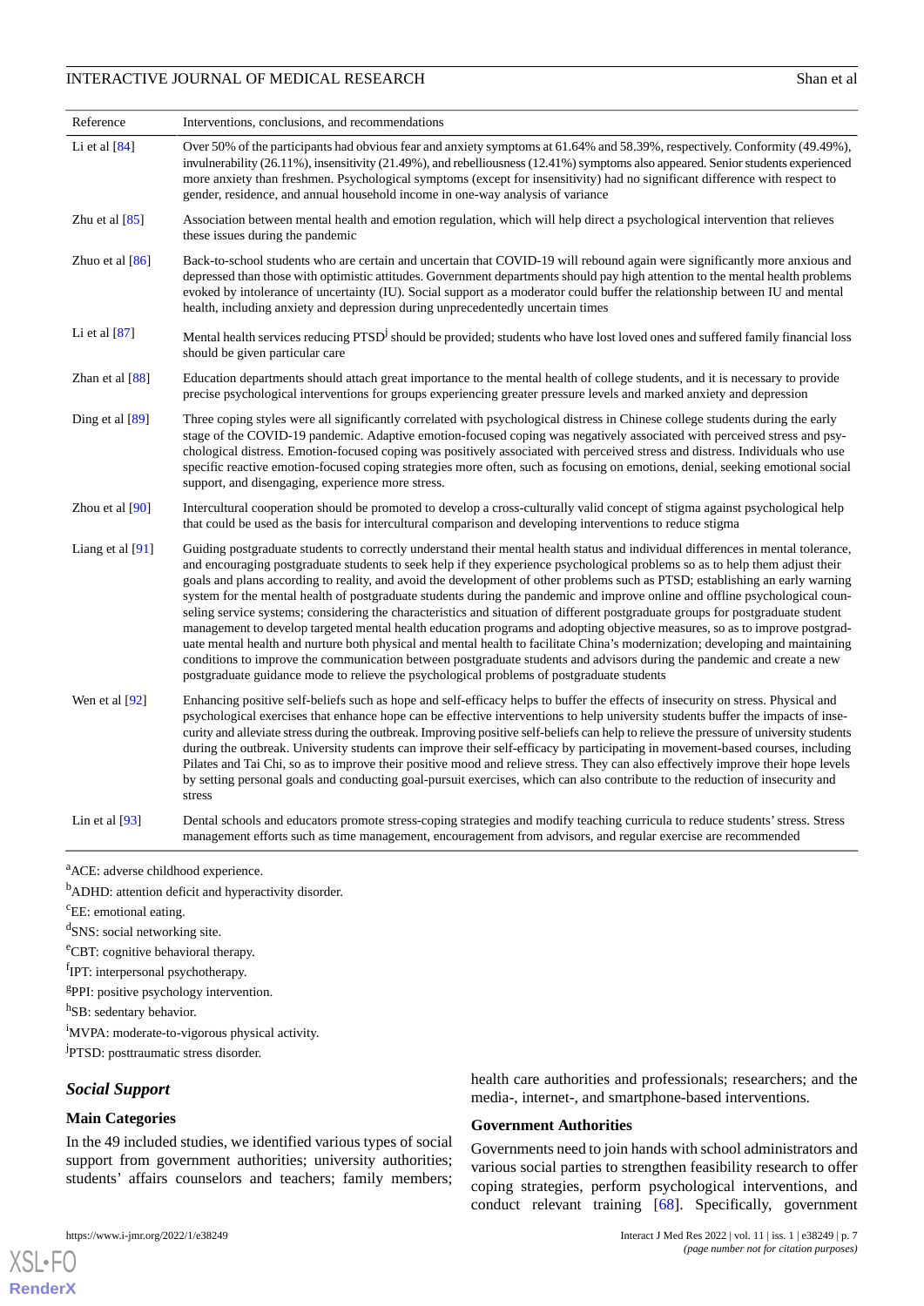| Reference | Interventions, conclusions, and recommendations |
|---|---|
| Li et al [84] | Over 50% of the participants had obvious fear and anxiety symptoms at 61.64% and 58.39%, respectively. Conformity (49.49%), invulnerability (26.11%), insensitivity (21.49%), and rebelliousness (12.41%) symptoms also appeared. Senior students experienced more anxiety than freshmen. Psychological symptoms (except for insensitivity) had no significant difference with respect to gender, residence, and annual household income in one-way analysis of variance |
| Zhu et al [85] | Association between mental health and emotion regulation, which will help direct a psychological intervention that relieves these issues during the pandemic |
| Zhuo et al [86] | Back-to-school students who are certain and uncertain that COVID-19 will rebound again were significantly more anxious and depressed than those with optimistic attitudes. Government departments should pay high attention to the mental health problems evoked by intolerance of uncertainty (IU). Social support as a moderator could buffer the relationship between IU and mental health, including anxiety and depression during unprecedentedly uncertain times |
| Li et al [87] | Mental health services reducing PTSD[j] should be provided; students who have lost loved ones and suffered family financial loss should be given particular care |
| Zhan et al [88] | Education departments should attach great importance to the mental health of college students, and it is necessary to provide precise psychological interventions for groups experiencing greater pressure levels and marked anxiety and depression |
| Ding et al [89] | Three coping styles were all significantly correlated with psychological distress in Chinese college students during the early stage of the COVID-19 pandemic. Adaptive emotion-focused coping was negatively associated with perceived stress and psychological distress. Emotion-focused coping was positively associated with perceived stress and distress. Individuals who use specific reactive emotion-focused coping strategies more often, such as focusing on emotions, denial, seeking emotional social support, and disengaging, experience more stress. |
| Zhou et al [90] | Intercultural cooperation should be promoted to develop a cross-culturally valid concept of stigma against psychological help that could be used as the basis for intercultural comparison and developing interventions to reduce stigma |
| Liang et al [91] | Guiding postgraduate students to correctly understand their mental health status and individual differences in mental tolerance, and encouraging postgraduate students to seek help if they experience psychological problems so as to help them adjust their goals and plans according to reality, and avoid the development of other problems such as PTSD; establishing an early warning system for the mental health of postgraduate students during the pandemic and improve online and offline psychological counseling service systems; considering the characteristics and situation of different postgraduate groups for postgraduate student management to develop targeted mental health education programs and adopting objective measures, so as to improve postgraduate mental health and nurture both physical and mental health to facilitate China's modernization; developing and maintaining conditions to improve the communication between postgraduate students and advisors during the pandemic and create a new postgraduate guidance mode to relieve the psychological problems of postgraduate students |
| Wen et al [92] | Enhancing positive self-beliefs such as hope and self-efficacy helps to buffer the effects of insecurity on stress. Physical and psychological exercises that enhance hope can be effective interventions to help university students buffer the impacts of insecurity and alleviate stress during the outbreak. Improving positive self-beliefs can help to relieve the pressure of university students during the outbreak. University students can improve their self-efficacy by participating in movement-based courses, including Pilates and Tai Chi, so as to improve their positive mood and relieve stress. They can also effectively improve their hope levels by setting personal goals and conducting goal-pursuit exercises, which can also contribute to the reduction of insecurity and stress |
| Lin et al [93] | Dental schools and educators promote stress-coping strategies and modify teaching curricula to reduce students' stress. Stress management efforts such as time management, encouragement from advisors, and regular exercise are recommended |

[a]ACE: adverse childhood experience.

[b]ADHD: attention deficit and hyperactivity disorder.

[c]EE: emotional eating.

[d]SNS: social networking site.

[e]CBT: cognitive behavioral therapy.

[f]IPT: interpersonal psychotherapy.

[g]PPI: positive psychology intervention.

[h]SB: sedentary behavior.

[i]MVPA: moderate-to-vigorous physical activity.

[j]PTSD: posttraumatic stress disorder.

### *Social Support*

#### Main Categories

In the 49 included studies, we identified various types of social support from government authorities; university authorities; students' affairs counselors and teachers; family members; health care authorities and professionals; researchers; and the media-, internet-, and smartphone-based interventions.

#### Government Authorities

Governments need to join hands with school administrators and various social parties to strengthen feasibility research to offer coping strategies, perform psychological interventions, and conduct relevant training [68]. Specifically, government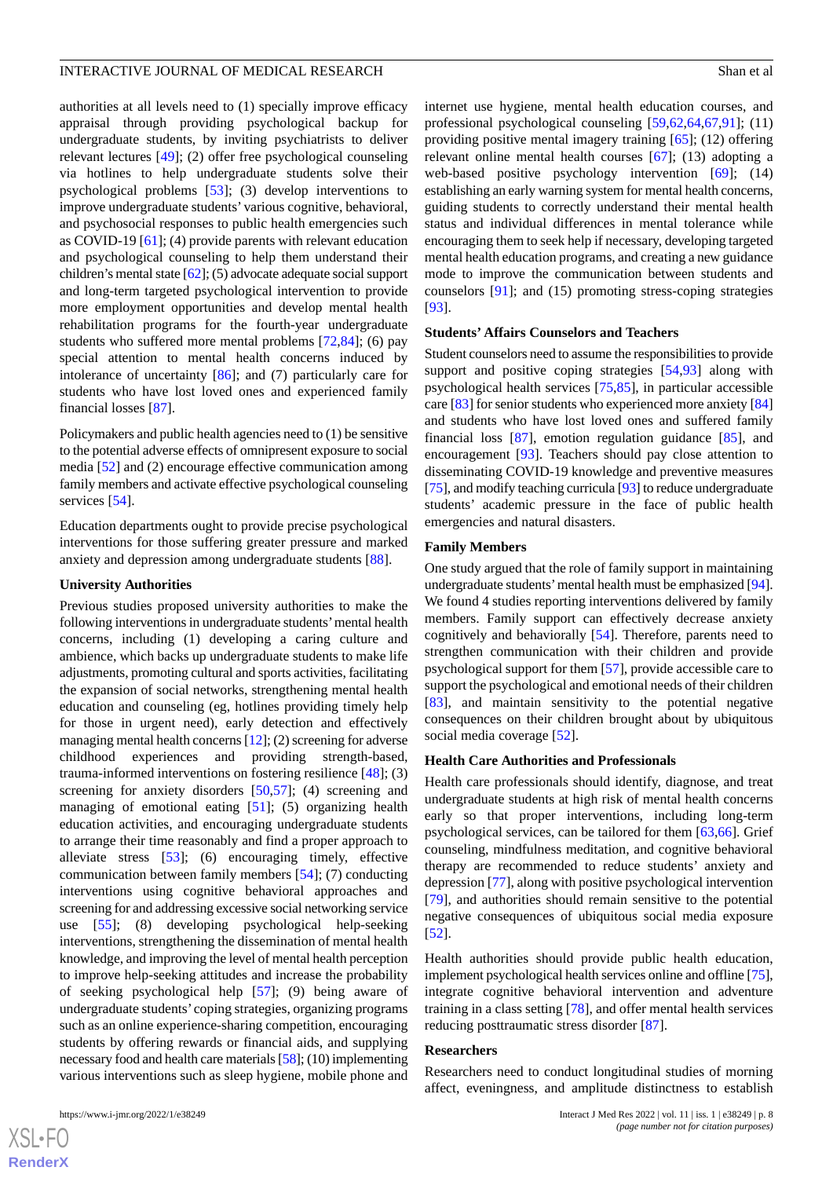authorities at all levels need to (1) specially improve efficacy appraisal through providing psychological backup for undergraduate students, by inviting psychiatrists to deliver relevant lectures [49]; (2) offer free psychological counseling via hotlines to help undergraduate students solve their psychological problems [53]; (3) develop interventions to improve undergraduate students' various cognitive, behavioral, and psychosocial responses to public health emergencies such as COVID-19 [61]; (4) provide parents with relevant education and psychological counseling to help them understand their children's mental state [62]; (5) advocate adequate social support and long-term targeted psychological intervention to provide more employment opportunities and develop mental health rehabilitation programs for the fourth-year undergraduate students who suffered more mental problems [72,84]; (6) pay special attention to mental health concerns induced by intolerance of uncertainty [86]; and (7) particularly care for students who have lost loved ones and experienced family financial losses [87].

Policymakers and public health agencies need to (1) be sensitive to the potential adverse effects of omnipresent exposure to social media [52] and (2) encourage effective communication among family members and activate effective psychological counseling services [54].

Education departments ought to provide precise psychological interventions for those suffering greater pressure and marked anxiety and depression among undergraduate students [88].

### University Authorities

Previous studies proposed university authorities to make the following interventions in undergraduate students' mental health concerns, including (1) developing a caring culture and ambience, which backs up undergraduate students to make life adjustments, promoting cultural and sports activities, facilitating the expansion of social networks, strengthening mental health education and counseling (eg, hotlines providing timely help for those in urgent need), early detection and effectively managing mental health concerns [12]; (2) screening for adverse childhood experiences and providing strength-based, trauma-informed interventions on fostering resilience [48]; (3) screening for anxiety disorders [50,57]; (4) screening and managing of emotional eating [51]; (5) organizing health education activities, and encouraging undergraduate students to arrange their time reasonably and find a proper approach to alleviate stress [53]; (6) encouraging timely, effective communication between family members [54]; (7) conducting interventions using cognitive behavioral approaches and screening for and addressing excessive social networking service use [55]; (8) developing psychological help-seeking interventions, strengthening the dissemination of mental health knowledge, and improving the level of mental health perception to improve help-seeking attitudes and increase the probability of seeking psychological help [57]; (9) being aware of undergraduate students' coping strategies, organizing programs such as an online experience-sharing competition, encouraging students by offering rewards or financial aids, and supplying necessary food and health care materials [58]; (10) implementing various interventions such as sleep hygiene, mobile phone and internet use hygiene, mental health education courses, and professional psychological counseling [59,62,64,67,91]; (11) providing positive mental imagery training [65]; (12) offering relevant online mental health courses [67]; (13) adopting a web-based positive psychology intervention [69]; (14) establishing an early warning system for mental health concerns, guiding students to correctly understand their mental health status and individual differences in mental tolerance while encouraging them to seek help if necessary, developing targeted mental health education programs, and creating a new guidance mode to improve the communication between students and counselors [91]; and (15) promoting stress-coping strategies [93].

### Students' Affairs Counselors and Teachers

Student counselors need to assume the responsibilities to provide support and positive coping strategies [54,93] along with psychological health services [75,85], in particular accessible care [83] for senior students who experienced more anxiety [84] and students who have lost loved ones and suffered family financial loss [87], emotion regulation guidance [85], and encouragement [93]. Teachers should pay close attention to disseminating COVID-19 knowledge and preventive measures [75], and modify teaching curricula [93] to reduce undergraduate students' academic pressure in the face of public health emergencies and natural disasters.

### Family Members

One study argued that the role of family support in maintaining undergraduate students' mental health must be emphasized [94]. We found 4 studies reporting interventions delivered by family members. Family support can effectively decrease anxiety cognitively and behaviorally [54]. Therefore, parents need to strengthen communication with their children and provide psychological support for them [57], provide accessible care to support the psychological and emotional needs of their children [83], and maintain sensitivity to the potential negative consequences on their children brought about by ubiquitous social media coverage [52].

### Health Care Authorities and Professionals

Health care professionals should identify, diagnose, and treat undergraduate students at high risk of mental health concerns early so that proper interventions, including long-term psychological services, can be tailored for them [63,66]. Grief counseling, mindfulness meditation, and cognitive behavioral therapy are recommended to reduce students' anxiety and depression [77], along with positive psychological intervention [79], and authorities should remain sensitive to the potential negative consequences of ubiquitous social media exposure [52].

Health authorities should provide public health education, implement psychological health services online and offline [75], integrate cognitive behavioral intervention and adventure training in a class setting [78], and offer mental health services reducing posttraumatic stress disorder [87].

### Researchers

Researchers need to conduct longitudinal studies of morning affect, eveningness, and amplitude distinctness to establish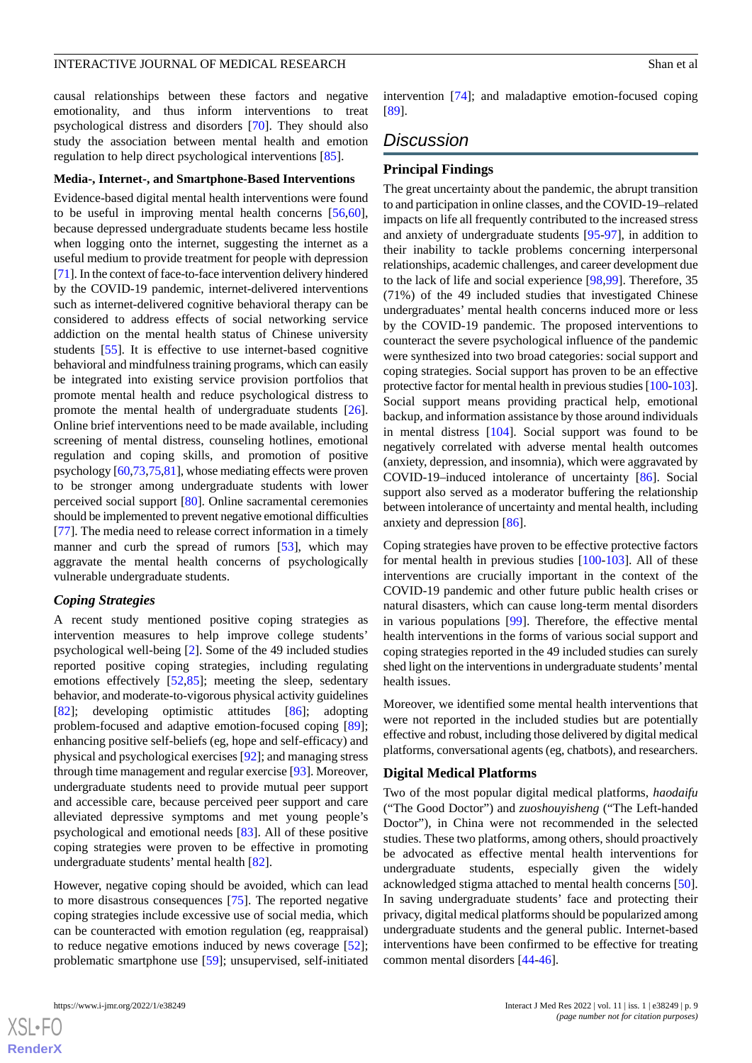causal relationships between these factors and negative emotionality, and thus inform interventions to treat psychological distress and disorders [70]. They should also study the association between mental health and emotion regulation to help direct psychological interventions [85].

**Media-, Internet-, and Smartphone-Based Interventions**

Evidence-based digital mental health interventions were found to be useful in improving mental health concerns [56,60], because depressed undergraduate students became less hostile when logging onto the internet, suggesting the internet as a useful medium to provide treatment for people with depression [71]. In the context of face-to-face intervention delivery hindered by the COVID-19 pandemic, internet-delivered interventions such as internet-delivered cognitive behavioral therapy can be considered to address effects of social networking service addiction on the mental health status of Chinese university students [55]. It is effective to use internet-based cognitive behavioral and mindfulness training programs, which can easily be integrated into existing service provision portfolios that promote mental health and reduce psychological distress to promote the mental health of undergraduate students [26]. Online brief interventions need to be made available, including screening of mental distress, counseling hotlines, emotional regulation and coping skills, and promotion of positive psychology [60,73,75,81], whose mediating effects were proven to be stronger among undergraduate students with lower perceived social support [80]. Online sacramental ceremonies should be implemented to prevent negative emotional difficulties [77]. The media need to release correct information in a timely manner and curb the spread of rumors [53], which may aggravate the mental health concerns of psychologically vulnerable undergraduate students.

### *Coping Strategies*

A recent study mentioned positive coping strategies as intervention measures to help improve college students' psychological well-being [2]. Some of the 49 included studies reported positive coping strategies, including regulating emotions effectively [52,85]; meeting the sleep, sedentary behavior, and moderate-to-vigorous physical activity guidelines [82]; developing optimistic attitudes [86]; adopting problem-focused and adaptive emotion-focused coping [89]; enhancing positive self-beliefs (eg, hope and self-efficacy) and physical and psychological exercises [92]; and managing stress through time management and regular exercise [93]. Moreover, undergraduate students need to provide mutual peer support and accessible care, because perceived peer support and care alleviated depressive symptoms and met young people's psychological and emotional needs [83]. All of these positive coping strategies were proven to be effective in promoting undergraduate students' mental health [82].

However, negative coping should be avoided, which can lead to more disastrous consequences [75]. The reported negative coping strategies include excessive use of social media, which can be counteracted with emotion regulation (eg, reappraisal) to reduce negative emotions induced by news coverage [52]; problematic smartphone use [59]; unsupervised, self-initiated intervention [74]; and maladaptive emotion-focused coping [89].

## Discussion

### Principal Findings

The great uncertainty about the pandemic, the abrupt transition to and participation in online classes, and the COVID-19–related impacts on life all frequently contributed to the increased stress and anxiety of undergraduate students [95-97], in addition to their inability to tackle problems concerning interpersonal relationships, academic challenges, and career development due to the lack of life and social experience [98,99]. Therefore, 35 (71%) of the 49 included studies that investigated Chinese undergraduates' mental health concerns induced more or less by the COVID-19 pandemic. The proposed interventions to counteract the severe psychological influence of the pandemic were synthesized into two broad categories: social support and coping strategies. Social support has proven to be an effective protective factor for mental health in previous studies [100-103]. Social support means providing practical help, emotional backup, and information assistance by those around individuals in mental distress [104]. Social support was found to be negatively correlated with adverse mental health outcomes (anxiety, depression, and insomnia), which were aggravated by COVID-19–induced intolerance of uncertainty [86]. Social support also served as a moderator buffering the relationship between intolerance of uncertainty and mental health, including anxiety and depression [86].

Coping strategies have proven to be effective protective factors for mental health in previous studies [100-103]. All of these interventions are crucially important in the context of the COVID-19 pandemic and other future public health crises or natural disasters, which can cause long-term mental disorders in various populations [99]. Therefore, the effective mental health interventions in the forms of various social support and coping strategies reported in the 49 included studies can surely shed light on the interventions in undergraduate students' mental health issues.

Moreover, we identified some mental health interventions that were not reported in the included studies but are potentially effective and robust, including those delivered by digital medical platforms, conversational agents (eg, chatbots), and researchers.

### Digital Medical Platforms

Two of the most popular digital medical platforms, *haodaifu* ("The Good Doctor") and *zuoshouyisheng* ("The Left-handed Doctor"), in China were not recommended in the selected studies. These two platforms, among others, should proactively be advocated as effective mental health interventions for undergraduate students, especially given the widely acknowledged stigma attached to mental health concerns [50]. In saving undergraduate students' face and protecting their privacy, digital medical platforms should be popularized among undergraduate students and the general public. Internet-based interventions have been confirmed to be effective for treating common mental disorders [44-46].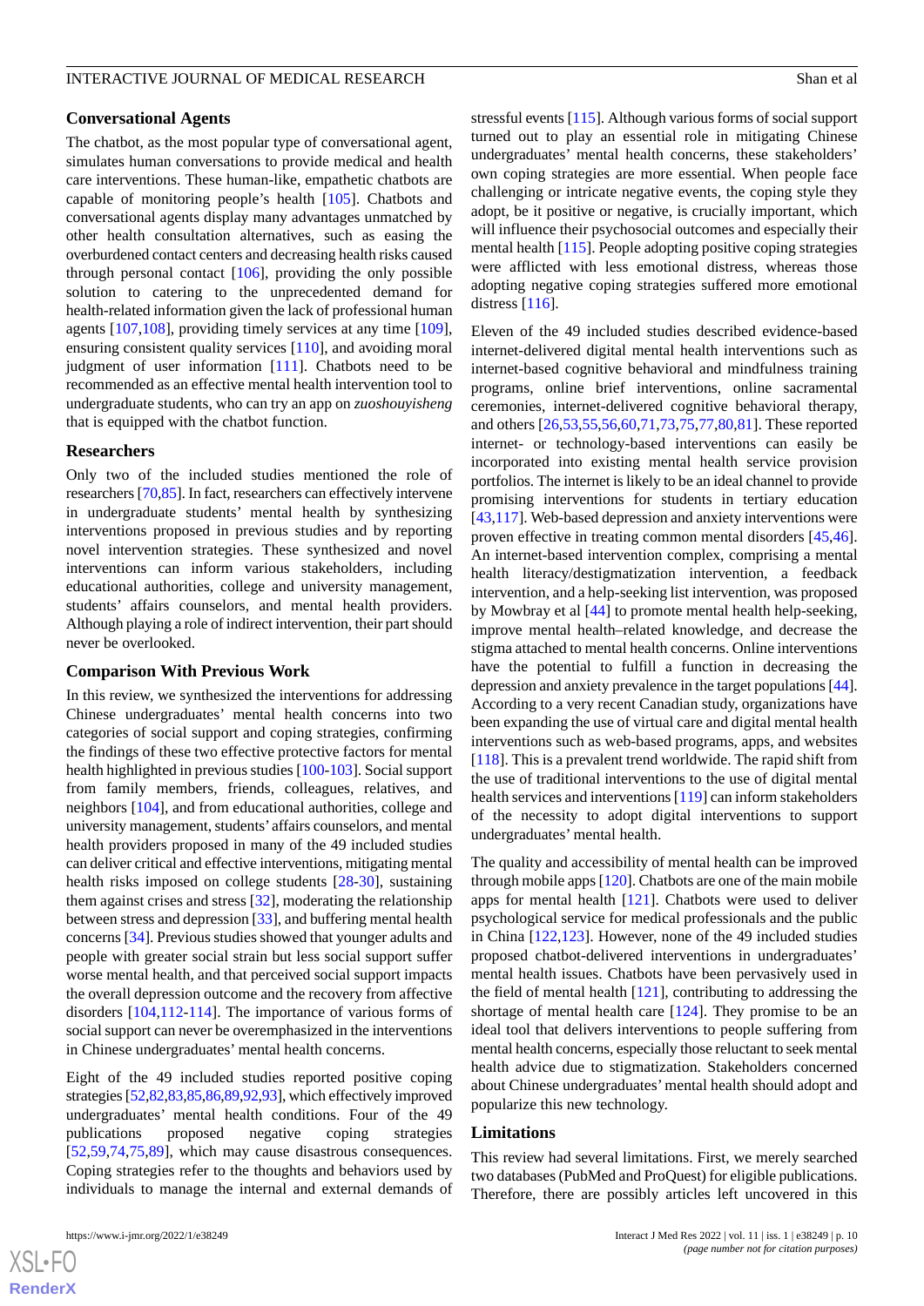### Conversational Agents

The chatbot, as the most popular type of conversational agent, simulates human conversations to provide medical and health care interventions. These human-like, empathetic chatbots are capable of monitoring people's health [105]. Chatbots and conversational agents display many advantages unmatched by other health consultation alternatives, such as easing the overburdened contact centers and decreasing health risks caused through personal contact [106], providing the only possible solution to catering to the unprecedented demand for health-related information given the lack of professional human agents [107,108], providing timely services at any time [109], ensuring consistent quality services [110], and avoiding moral judgment of user information [111]. Chatbots need to be recommended as an effective mental health intervention tool to undergraduate students, who can try an app on *zuoshouyisheng* that is equipped with the chatbot function.

### Researchers

Only two of the included studies mentioned the role of researchers [70,85]. In fact, researchers can effectively intervene in undergraduate students' mental health by synthesizing interventions proposed in previous studies and by reporting novel intervention strategies. These synthesized and novel interventions can inform various stakeholders, including educational authorities, college and university management, students' affairs counselors, and mental health providers. Although playing a role of indirect intervention, their part should never be overlooked.

### Comparison With Previous Work

In this review, we synthesized the interventions for addressing Chinese undergraduates' mental health concerns into two categories of social support and coping strategies, confirming the findings of these two effective protective factors for mental health highlighted in previous studies [100-103]. Social support from family members, friends, colleagues, relatives, and neighbors [104], and from educational authorities, college and university management, students' affairs counselors, and mental health providers proposed in many of the 49 included studies can deliver critical and effective interventions, mitigating mental health risks imposed on college students [28-30], sustaining them against crises and stress [32], moderating the relationship between stress and depression [33], and buffering mental health concerns [34]. Previous studies showed that younger adults and people with greater social strain but less social support suffer worse mental health, and that perceived social support impacts the overall depression outcome and the recovery from affective disorders [104,112-114]. The importance of various forms of social support can never be overemphasized in the interventions in Chinese undergraduates' mental health concerns.

Eight of the 49 included studies reported positive coping strategies [52,82,83,85,86,89,92,93], which effectively improved undergraduates' mental health conditions. Four of the 49 publications proposed negative coping strategies [52,59,74,75,89], which may cause disastrous consequences. Coping strategies refer to the thoughts and behaviors used by individuals to manage the internal and external demands of stressful events [115]. Although various forms of social support turned out to play an essential role in mitigating Chinese undergraduates' mental health concerns, these stakeholders' own coping strategies are more essential. When people face challenging or intricate negative events, the coping style they adopt, be it positive or negative, is crucially important, which will influence their psychosocial outcomes and especially their mental health [115]. People adopting positive coping strategies were afflicted with less emotional distress, whereas those adopting negative coping strategies suffered more emotional distress [116].

Eleven of the 49 included studies described evidence-based internet-delivered digital mental health interventions such as internet-based cognitive behavioral and mindfulness training programs, online brief interventions, online sacramental ceremonies, internet-delivered cognitive behavioral therapy, and others [26,53,55,56,60,71,73,75,77,80,81]. These reported internet- or technology-based interventions can easily be incorporated into existing mental health service provision portfolios. The internet is likely to be an ideal channel to provide promising interventions for students in tertiary education [43,117]. Web-based depression and anxiety interventions were proven effective in treating common mental disorders [45,46]. An internet-based intervention complex, comprising a mental health literacy/destigmatization intervention, a feedback intervention, and a help-seeking list intervention, was proposed by Mowbray et al [44] to promote mental health help-seeking, improve mental health–related knowledge, and decrease the stigma attached to mental health concerns. Online interventions have the potential to fulfill a function in decreasing the depression and anxiety prevalence in the target populations [44]. According to a very recent Canadian study, organizations have been expanding the use of virtual care and digital mental health interventions such as web-based programs, apps, and websites [118]. This is a prevalent trend worldwide. The rapid shift from the use of traditional interventions to the use of digital mental health services and interventions [119] can inform stakeholders of the necessity to adopt digital interventions to support undergraduates' mental health.

The quality and accessibility of mental health can be improved through mobile apps [120]. Chatbots are one of the main mobile apps for mental health [121]. Chatbots were used to deliver psychological service for medical professionals and the public in China [122,123]. However, none of the 49 included studies proposed chatbot-delivered interventions in undergraduates' mental health issues. Chatbots have been pervasively used in the field of mental health [121], contributing to addressing the shortage of mental health care [124]. They promise to be an ideal tool that delivers interventions to people suffering from mental health concerns, especially those reluctant to seek mental health advice due to stigmatization. Stakeholders concerned about Chinese undergraduates' mental health should adopt and popularize this new technology.

### Limitations

This review had several limitations. First, we merely searched two databases (PubMed and ProQuest) for eligible publications. Therefore, there are possibly articles left uncovered in this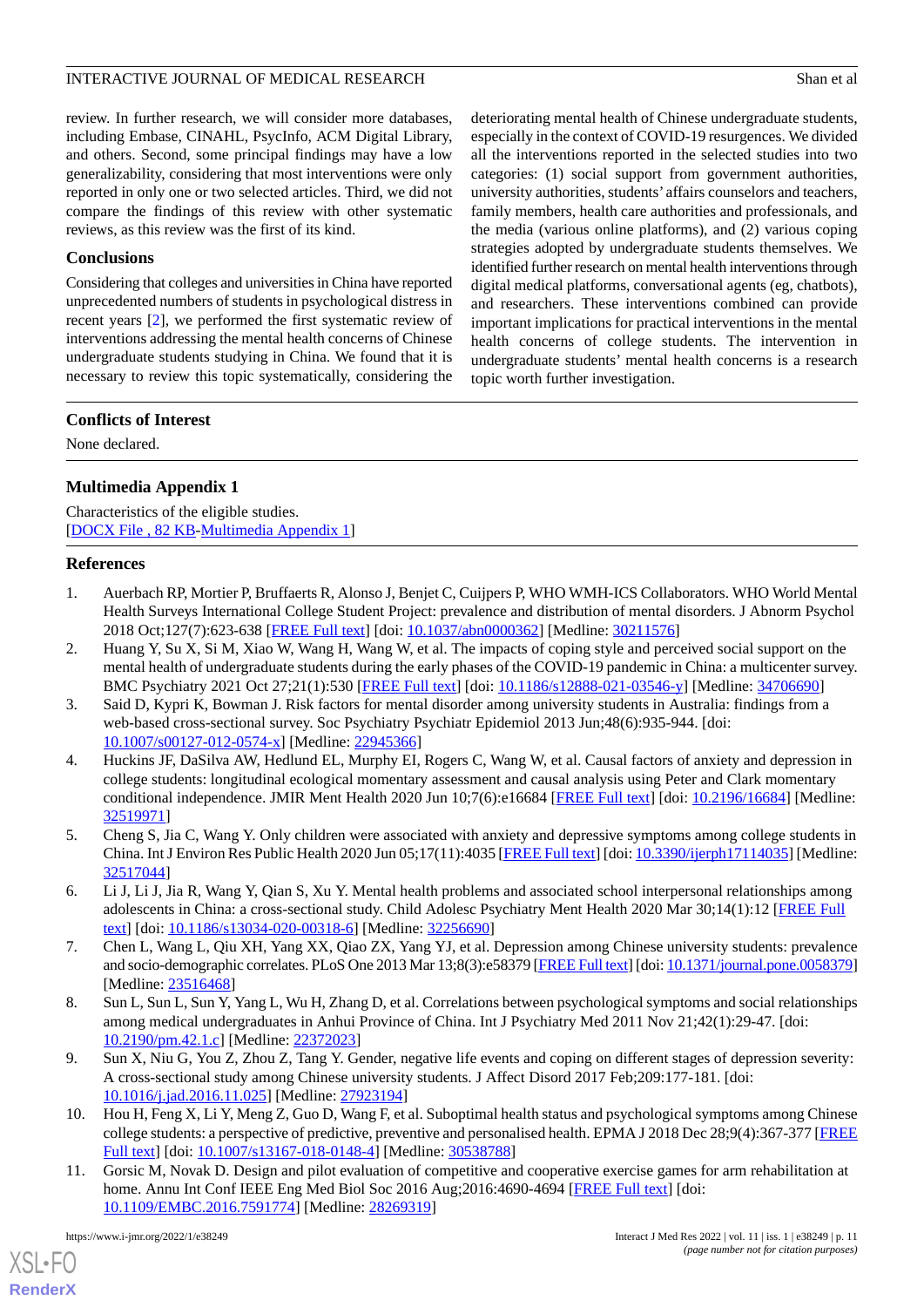review. In further research, we will consider more databases, including Embase, CINAHL, PsycInfo, ACM Digital Library, and others. Second, some principal findings may have a low generalizability, considering that most interventions were only reported in only one or two selected articles. Third, we did not compare the findings of this review with other systematic reviews, as this review was the first of its kind.

## Conclusions

Considering that colleges and universities in China have reported unprecedented numbers of students in psychological distress in recent years [2], we performed the first systematic review of interventions addressing the mental health concerns of Chinese undergraduate students studying in China. We found that it is necessary to review this topic systematically, considering the deteriorating mental health of Chinese undergraduate students, especially in the context of COVID-19 resurgences. We divided all the interventions reported in the selected studies into two categories: (1) social support from government authorities, university authorities, students' affairs counselors and teachers, family members, health care authorities and professionals, and the media (various online platforms), and (2) various coping strategies adopted by undergraduate students themselves. We identified further research on mental health interventions through digital medical platforms, conversational agents (eg, chatbots), and researchers. These interventions combined can provide important implications for practical interventions in the mental health concerns of college students. The intervention in undergraduate students' mental health concerns is a research topic worth further investigation.

## Conflicts of Interest

None declared.

## Multimedia Appendix 1

Characteristics of the eligible studies.
[DOCX File , 82 KB-Multimedia Appendix 1]

## References

1. Auerbach RP, Mortier P, Bruffaerts R, Alonso J, Benjet C, Cuijpers P, WHO WMH-ICS Collaborators. WHO World Mental Health Surveys International College Student Project: prevalence and distribution of mental disorders. J Abnorm Psychol 2018 Oct;127(7):623-638 [FREE Full text] [doi: 10.1037/abn0000362] [Medline: 30211576]
2. Huang Y, Su X, Si M, Xiao W, Wang H, Wang W, et al. The impacts of coping style and perceived social support on the mental health of undergraduate students during the early phases of the COVID-19 pandemic in China: a multicenter survey. BMC Psychiatry 2021 Oct 27;21(1):530 [FREE Full text] [doi: 10.1186/s12888-021-03546-y] [Medline: 34706690]
3. Said D, Kypri K, Bowman J. Risk factors for mental disorder among university students in Australia: findings from a web-based cross-sectional survey. Soc Psychiatry Psychiatr Epidemiol 2013 Jun;48(6):935-944. [doi: 10.1007/s00127-012-0574-x] [Medline: 22945366]
4. Huckins JF, DaSilva AW, Hedlund EL, Murphy EI, Rogers C, Wang W, et al. Causal factors of anxiety and depression in college students: longitudinal ecological momentary assessment and causal analysis using Peter and Clark momentary conditional independence. JMIR Ment Health 2020 Jun 10;7(6):e16684 [FREE Full text] [doi: 10.2196/16684] [Medline: 32519971]
5. Cheng S, Jia C, Wang Y. Only children were associated with anxiety and depressive symptoms among college students in China. Int J Environ Res Public Health 2020 Jun 05;17(11):4035 [FREE Full text] [doi: 10.3390/ijerph17114035] [Medline: 32517044]
6. Li J, Li J, Jia R, Wang Y, Qian S, Xu Y. Mental health problems and associated school interpersonal relationships among adolescents in China: a cross-sectional study. Child Adolesc Psychiatry Ment Health 2020 Mar 30;14(1):12 [FREE Full text] [doi: 10.1186/s13034-020-00318-6] [Medline: 32256690]
7. Chen L, Wang L, Qiu XH, Yang XX, Qiao ZX, Yang YJ, et al. Depression among Chinese university students: prevalence and socio-demographic correlates. PLoS One 2013 Mar 13;8(3):e58379 [FREE Full text] [doi: 10.1371/journal.pone.0058379] [Medline: 23516468]
8. Sun L, Sun L, Sun Y, Yang L, Wu H, Zhang D, et al. Correlations between psychological symptoms and social relationships among medical undergraduates in Anhui Province of China. Int J Psychiatry Med 2011 Nov 21;42(1):29-47. [doi: 10.2190/pm.42.1.c] [Medline: 22372023]
9. Sun X, Niu G, You Z, Zhou Z, Tang Y. Gender, negative life events and coping on different stages of depression severity: A cross-sectional study among Chinese university students. J Affect Disord 2017 Feb;209:177-181. [doi: 10.1016/j.jad.2016.11.025] [Medline: 27923194]
10. Hou H, Feng X, Li Y, Meng Z, Guo D, Wang F, et al. Suboptimal health status and psychological symptoms among Chinese college students: a perspective of predictive, preventive and personalised health. EPMA J 2018 Dec 28;9(4):367-377 [FREE Full text] [doi: 10.1007/s13167-018-0148-4] [Medline: 30538788]
11. Gorsic M, Novak D. Design and pilot evaluation of competitive and cooperative exercise games for arm rehabilitation at home. Annu Int Conf IEEE Eng Med Biol Soc 2016 Aug;2016:4690-4694 [FREE Full text] [doi: 10.1109/EMBC.2016.7591774] [Medline: 28269319]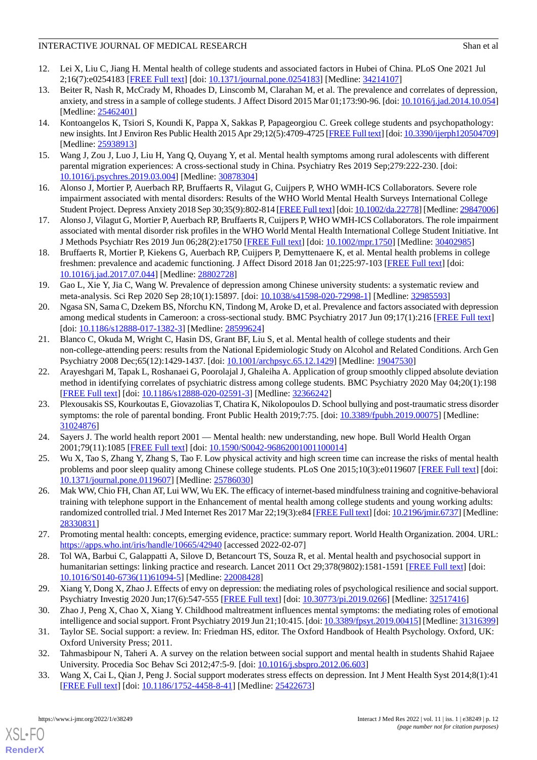12. Lei X, Liu C, Jiang H. Mental health of college students and associated factors in Hubei of China. PLoS One 2021 Jul 2;16(7):e0254183 [FREE Full text] [doi: 10.1371/journal.pone.0254183] [Medline: 34214107]
13. Beiter R, Nash R, McCrady M, Rhoades D, Linscomb M, Clarahan M, et al. The prevalence and correlates of depression, anxiety, and stress in a sample of college students. J Affect Disord 2015 Mar 01;173:90-96. [doi: 10.1016/j.jad.2014.10.054] [Medline: 25462401]
14. Kontoangelos K, Tsiori S, Koundi K, Pappa X, Sakkas P, Papageorgiou C. Greek college students and psychopathology: new insights. Int J Environ Res Public Health 2015 Apr 29;12(5):4709-4725 [FREE Full text] [doi: 10.3390/ijerph120504709] [Medline: 25938913]
15. Wang J, Zou J, Luo J, Liu H, Yang Q, Ouyang Y, et al. Mental health symptoms among rural adolescents with different parental migration experiences: A cross-sectional study in China. Psychiatry Res 2019 Sep;279:222-230. [doi: 10.1016/j.psychres.2019.03.004] [Medline: 30878304]
16. Alonso J, Mortier P, Auerbach RP, Bruffaerts R, Vilagut G, Cuijpers P, WHO WMH-ICS Collaborators. Severe role impairment associated with mental disorders: Results of the WHO World Mental Health Surveys International College Student Project. Depress Anxiety 2018 Sep 30;35(9):802-814 [FREE Full text] [doi: 10.1002/da.22778] [Medline: 29847006]
17. Alonso J, Vilagut G, Mortier P, Auerbach RP, Bruffaerts R, Cuijpers P, WHO WMH-ICS Collaborators. The role impairment associated with mental disorder risk profiles in the WHO World Mental Health International College Student Initiative. Int J Methods Psychiatr Res 2019 Jun 06;28(2):e1750 [FREE Full text] [doi: 10.1002/mpr.1750] [Medline: 30402985]
18. Bruffaerts R, Mortier P, Kiekens G, Auerbach RP, Cuijpers P, Demyttenaere K, et al. Mental health problems in college freshmen: prevalence and academic functioning. J Affect Disord 2018 Jan 01;225:97-103 [FREE Full text] [doi: 10.1016/j.jad.2017.07.044] [Medline: 28802728]
19. Gao L, Xie Y, Jia C, Wang W. Prevalence of depression among Chinese university students: a systematic review and meta-analysis. Sci Rep 2020 Sep 28;10(1):15897. [doi: 10.1038/s41598-020-72998-1] [Medline: 32985593]
20. Ngasa SN, Sama C, Dzekem BS, Nforchu KN, Tindong M, Aroke D, et al. Prevalence and factors associated with depression among medical students in Cameroon: a cross-sectional study. BMC Psychiatry 2017 Jun 09;17(1):216 [FREE Full text] [doi: 10.1186/s12888-017-1382-3] [Medline: 28599624]
21. Blanco C, Okuda M, Wright C, Hasin DS, Grant BF, Liu S, et al. Mental health of college students and their non-college-attending peers: results from the National Epidemiologic Study on Alcohol and Related Conditions. Arch Gen Psychiatry 2008 Dec;65(12):1429-1437. [doi: 10.1001/archpsyc.65.12.1429] [Medline: 19047530]
22. Arayeshgari M, Tapak L, Roshanaei G, Poorolajal J, Ghaleiha A. Application of group smoothly clipped absolute deviation method in identifying correlates of psychiatric distress among college students. BMC Psychiatry 2020 May 04;20(1):198 [FREE Full text] [doi: 10.1186/s12888-020-02591-3] [Medline: 32366242]
23. Plexousakis SS, Kourkoutas E, Giovazolias T, Chatira K, Nikolopoulos D. School bullying and post-traumatic stress disorder symptoms: the role of parental bonding. Front Public Health 2019;7:75. [doi: 10.3389/fpubh.2019.00075] [Medline: 31024876]
24. Sayers J. The world health report 2001 — Mental health: new understanding, new hope. Bull World Health Organ 2001;79(11):1085 [FREE Full text] [doi: 10.1590/S0042-96862001001100014]
25. Wu X, Tao S, Zhang Y, Zhang S, Tao F. Low physical activity and high screen time can increase the risks of mental health problems and poor sleep quality among Chinese college students. PLoS One 2015;10(3):e0119607 [FREE Full text] [doi: 10.1371/journal.pone.0119607] [Medline: 25786030]
26. Mak WW, Chio FH, Chan AT, Lui WW, Wu EK. The efficacy of internet-based mindfulness training and cognitive-behavioral training with telephone support in the Enhancement of mental health among college students and young working adults: randomized controlled trial. J Med Internet Res 2017 Mar 22;19(3):e84 [FREE Full text] [doi: 10.2196/jmir.6737] [Medline: 28330831]
27. Promoting mental health: concepts, emerging evidence, practice: summary report. World Health Organization. 2004. URL: https://apps.who.int/iris/handle/10665/42940 [accessed 2022-02-07]
28. Tol WA, Barbui C, Galappatti A, Silove D, Betancourt TS, Souza R, et al. Mental health and psychosocial support in humanitarian settings: linking practice and research. Lancet 2011 Oct 29;378(9802):1581-1591 [FREE Full text] [doi: 10.1016/S0140-6736(11)61094-5] [Medline: 22008428]
29. Xiang Y, Dong X, Zhao J. Effects of envy on depression: the mediating roles of psychological resilience and social support. Psychiatry Investig 2020 Jun;17(6):547-555 [FREE Full text] [doi: 10.30773/pi.2019.0266] [Medline: 32517416]
30. Zhao J, Peng X, Chao X, Xiang Y. Childhood maltreatment influences mental symptoms: the mediating roles of emotional intelligence and social support. Front Psychiatry 2019 Jun 21;10:415. [doi: 10.3389/fpsyt.2019.00415] [Medline: 31316399]
31. Taylor SE. Social support: a review. In: Friedman HS, editor. The Oxford Handbook of Health Psychology. Oxford, UK: Oxford University Press; 2011.
32. Tahmasbipour N, Taheri A. A survey on the relation between social support and mental health in students Shahid Rajaee University. Procedia Soc Behav Sci 2012;47:5-9. [doi: 10.1016/j.sbspro.2012.06.603]
33. Wang X, Cai L, Qian J, Peng J. Social support moderates stress effects on depression. Int J Ment Health Syst 2014;8(1):41 [FREE Full text] [doi: 10.1186/1752-4458-8-41] [Medline: 25422673]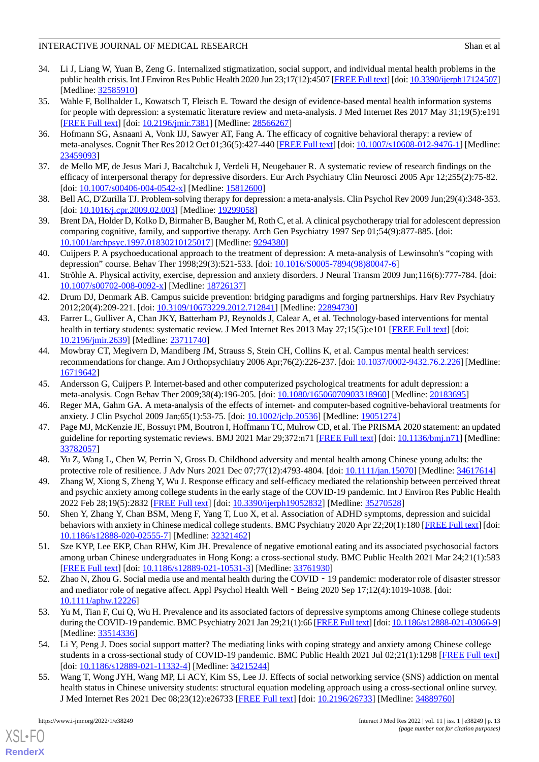34. Li J, Liang W, Yuan B, Zeng G. Internalized stigmatization, social support, and individual mental health problems in the public health crisis. Int J Environ Res Public Health 2020 Jun 23;17(12):4507 [FREE Full text] [doi: 10.3390/ijerph17124507] [Medline: 32585910]
35. Wahle F, Bollhalder L, Kowatsch T, Fleisch E. Toward the design of evidence-based mental health information systems for people with depression: a systematic literature review and meta-analysis. J Med Internet Res 2017 May 31;19(5):e191 [FREE Full text] [doi: 10.2196/jmir.7381] [Medline: 28566267]
36. Hofmann SG, Asnaani A, Vonk IJJ, Sawyer AT, Fang A. The efficacy of cognitive behavioral therapy: a review of meta-analyses. Cognit Ther Res 2012 Oct 01;36(5):427-440 [FREE Full text] [doi: 10.1007/s10608-012-9476-1] [Medline: 23459093]
37. de Mello MF, de Jesus Mari J, Bacaltchuk J, Verdeli H, Neugebauer R. A systematic review of research findings on the efficacy of interpersonal therapy for depressive disorders. Eur Arch Psychiatry Clin Neurosci 2005 Apr 12;255(2):75-82. [doi: 10.1007/s00406-004-0542-x] [Medline: 15812600]
38. Bell AC, D'Zurilla TJ. Problem-solving therapy for depression: a meta-analysis. Clin Psychol Rev 2009 Jun;29(4):348-353. [doi: 10.1016/j.cpr.2009.02.003] [Medline: 19299058]
39. Brent DA, Holder D, Kolko D, Birmaher B, Baugher M, Roth C, et al. A clinical psychotherapy trial for adolescent depression comparing cognitive, family, and supportive therapy. Arch Gen Psychiatry 1997 Sep 01;54(9):877-885. [doi: 10.1001/archpsyc.1997.01830210125017] [Medline: 9294380]
40. Cuijpers P. A psychoeducational approach to the treatment of depression: A meta-analysis of Lewinsohn's "coping with depression" course. Behav Ther 1998;29(3):521-533. [doi: 10.1016/S0005-7894(98)80047-6]
41. Ströhle A. Physical activity, exercise, depression and anxiety disorders. J Neural Transm 2009 Jun;116(6):777-784. [doi: 10.1007/s00702-008-0092-x] [Medline: 18726137]
42. Drum DJ, Denmark AB. Campus suicide prevention: bridging paradigms and forging partnerships. Harv Rev Psychiatry 2012;20(4):209-221. [doi: 10.3109/10673229.2012.712841] [Medline: 22894730]
43. Farrer L, Gulliver A, Chan JKY, Batterham PJ, Reynolds J, Calear A, et al. Technology-based interventions for mental health in tertiary students: systematic review. J Med Internet Res 2013 May 27;15(5):e101 [FREE Full text] [doi: 10.2196/jmir.2639] [Medline: 23711740]
44. Mowbray CT, Megivern D, Mandiberg JM, Strauss S, Stein CH, Collins K, et al. Campus mental health services: recommendations for change. Am J Orthopsychiatry 2006 Apr;76(2):226-237. [doi: 10.1037/0002-9432.76.2.226] [Medline: 16719642]
45. Andersson G, Cuijpers P. Internet-based and other computerized psychological treatments for adult depression: a meta-analysis. Cogn Behav Ther 2009;38(4):196-205. [doi: 10.1080/16506070903318960] [Medline: 20183695]
46. Reger MA, Gahm GA. A meta-analysis of the effects of internet- and computer-based cognitive-behavioral treatments for anxiety. J Clin Psychol 2009 Jan;65(1):53-75. [doi: 10.1002/jclp.20536] [Medline: 19051274]
47. Page MJ, McKenzie JE, Bossuyt PM, Boutron I, Hoffmann TC, Mulrow CD, et al. The PRISMA 2020 statement: an updated guideline for reporting systematic reviews. BMJ 2021 Mar 29;372:n71 [FREE Full text] [doi: 10.1136/bmj.n71] [Medline: 33782057]
48. Yu Z, Wang L, Chen W, Perrin N, Gross D. Childhood adversity and mental health among Chinese young adults: the protective role of resilience. J Adv Nurs 2021 Dec 07;77(12):4793-4804. [doi: 10.1111/jan.15070] [Medline: 34617614]
49. Zhang W, Xiong S, Zheng Y, Wu J. Response efficacy and self-efficacy mediated the relationship between perceived threat and psychic anxiety among college students in the early stage of the COVID-19 pandemic. Int J Environ Res Public Health 2022 Feb 28;19(5):2832 [FREE Full text] [doi: 10.3390/ijerph19052832] [Medline: 35270528]
50. Shen Y, Zhang Y, Chan BSM, Meng F, Yang T, Luo X, et al. Association of ADHD symptoms, depression and suicidal behaviors with anxiety in Chinese medical college students. BMC Psychiatry 2020 Apr 22;20(1):180 [FREE Full text] [doi: 10.1186/s12888-020-02555-7] [Medline: 32321462]
51. Sze KYP, Lee EKP, Chan RHW, Kim JH. Prevalence of negative emotional eating and its associated psychosocial factors among urban Chinese undergraduates in Hong Kong: a cross-sectional study. BMC Public Health 2021 Mar 24;21(1):583 [FREE Full text] [doi: 10.1186/s12889-021-10531-3] [Medline: 33761930]
52. Zhao N, Zhou G. Social media use and mental health during the COVID‐19 pandemic: moderator role of disaster stressor and mediator role of negative affect. Appl Psychol Health Well‐Being 2020 Sep 17;12(4):1019-1038. [doi: 10.1111/aphw.12226]
53. Yu M, Tian F, Cui Q, Wu H. Prevalence and its associated factors of depressive symptoms among Chinese college students during the COVID-19 pandemic. BMC Psychiatry 2021 Jan 29;21(1):66 [FREE Full text] [doi: 10.1186/s12888-021-03066-9] [Medline: 33514336]
54. Li Y, Peng J. Does social support matter? The mediating links with coping strategy and anxiety among Chinese college students in a cross-sectional study of COVID-19 pandemic. BMC Public Health 2021 Jul 02;21(1):1298 [FREE Full text] [doi: 10.1186/s12889-021-11332-4] [Medline: 34215244]
55. Wang T, Wong JYH, Wang MP, Li ACY, Kim SS, Lee JJ. Effects of social networking service (SNS) addiction on mental health status in Chinese university students: structural equation modeling approach using a cross-sectional online survey. J Med Internet Res 2021 Dec 08;23(12):e26733 [FREE Full text] [doi: 10.2196/26733] [Medline: 34889760]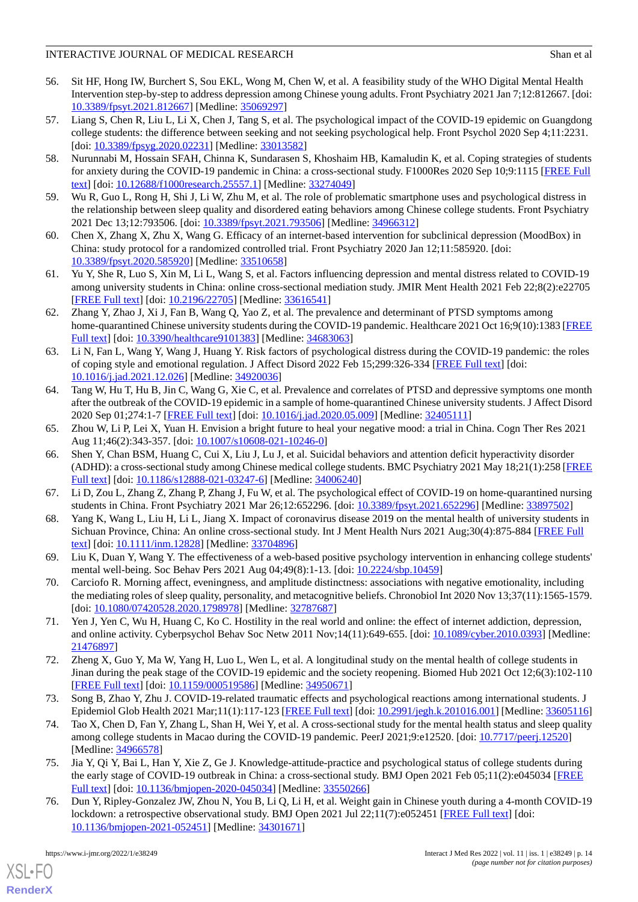56. Sit HF, Hong IW, Burchert S, Sou EKL, Wong M, Chen W, et al. A feasibility study of the WHO Digital Mental Health Intervention step-by-step to address depression among Chinese young adults. Front Psychiatry 2021 Jan 7;12:812667. [doi: 10.3389/fpsyt.2021.812667] [Medline: 35069297]
57. Liang S, Chen R, Liu L, Li X, Chen J, Tang S, et al. The psychological impact of the COVID-19 epidemic on Guangdong college students: the difference between seeking and not seeking psychological help. Front Psychol 2020 Sep 4;11:2231. [doi: 10.3389/fpsyg.2020.02231] [Medline: 33013582]
58. Nurunnabi M, Hossain SFAH, Chinna K, Sundarasen S, Khoshaim HB, Kamaludin K, et al. Coping strategies of students for anxiety during the COVID-19 pandemic in China: a cross-sectional study. F1000Res 2020 Sep 10;9:1115 [FREE Full text] [doi: 10.12688/f1000research.25557.1] [Medline: 33274049]
59. Wu R, Guo L, Rong H, Shi J, Li W, Zhu M, et al. The role of problematic smartphone uses and psychological distress in the relationship between sleep quality and disordered eating behaviors among Chinese college students. Front Psychiatry 2021 Dec 13;12:793506. [doi: 10.3389/fpsyt.2021.793506] [Medline: 34966312]
60. Chen X, Zhang X, Zhu X, Wang G. Efficacy of an internet-based intervention for subclinical depression (MoodBox) in China: study protocol for a randomized controlled trial. Front Psychiatry 2020 Jan 12;11:585920. [doi: 10.3389/fpsyt.2020.585920] [Medline: 33510658]
61. Yu Y, She R, Luo S, Xin M, Li L, Wang S, et al. Factors influencing depression and mental distress related to COVID-19 among university students in China: online cross-sectional mediation study. JMIR Ment Health 2021 Feb 22;8(2):e22705 [FREE Full text] [doi: 10.2196/22705] [Medline: 33616541]
62. Zhang Y, Zhao J, Xi J, Fan B, Wang Q, Yao Z, et al. The prevalence and determinant of PTSD symptoms among home-quarantined Chinese university students during the COVID-19 pandemic. Healthcare 2021 Oct 16;9(10):1383 [FREE Full text] [doi: 10.3390/healthcare9101383] [Medline: 34683063]
63. Li N, Fan L, Wang Y, Wang J, Huang Y. Risk factors of psychological distress during the COVID-19 pandemic: the roles of coping style and emotional regulation. J Affect Disord 2022 Feb 15;299:326-334 [FREE Full text] [doi: 10.1016/j.jad.2021.12.026] [Medline: 34920036]
64. Tang W, Hu T, Hu B, Jin C, Wang G, Xie C, et al. Prevalence and correlates of PTSD and depressive symptoms one month after the outbreak of the COVID-19 epidemic in a sample of home-quarantined Chinese university students. J Affect Disord 2020 Sep 01;274:1-7 [FREE Full text] [doi: 10.1016/j.jad.2020.05.009] [Medline: 32405111]
65. Zhou W, Li P, Lei X, Yuan H. Envision a bright future to heal your negative mood: a trial in China. Cogn Ther Res 2021 Aug 11;46(2):343-357. [doi: 10.1007/s10608-021-10246-0]
66. Shen Y, Chan BSM, Huang C, Cui X, Liu J, Lu J, et al. Suicidal behaviors and attention deficit hyperactivity disorder (ADHD): a cross-sectional study among Chinese medical college students. BMC Psychiatry 2021 May 18;21(1):258 [FREE Full text] [doi: 10.1186/s12888-021-03247-6] [Medline: 34006240]
67. Li D, Zou L, Zhang Z, Zhang P, Zhang J, Fu W, et al. The psychological effect of COVID-19 on home-quarantined nursing students in China. Front Psychiatry 2021 Mar 26;12:652296. [doi: 10.3389/fpsyt.2021.652296] [Medline: 33897502]
68. Yang K, Wang L, Liu H, Li L, Jiang X. Impact of coronavirus disease 2019 on the mental health of university students in Sichuan Province, China: An online cross-sectional study. Int J Ment Health Nurs 2021 Aug;30(4):875-884 [FREE Full text] [doi: 10.1111/inm.12828] [Medline: 33704896]
69. Liu K, Duan Y, Wang Y. The effectiveness of a web-based positive psychology intervention in enhancing college students' mental well-being. Soc Behav Pers 2021 Aug 04;49(8):1-13. [doi: 10.2224/sbp.10459]
70. Carciofo R. Morning affect, eveningness, and amplitude distinctness: associations with negative emotionality, including the mediating roles of sleep quality, personality, and metacognitive beliefs. Chronobiol Int 2020 Nov 13;37(11):1565-1579. [doi: 10.1080/07420528.2020.1798978] [Medline: 32787687]
71. Yen J, Yen C, Wu H, Huang C, Ko C. Hostility in the real world and online: the effect of internet addiction, depression, and online activity. Cyberpsychol Behav Soc Netw 2011 Nov;14(11):649-655. [doi: 10.1089/cyber.2010.0393] [Medline: 21476897]
72. Zheng X, Guo Y, Ma W, Yang H, Luo L, Wen L, et al. A longitudinal study on the mental health of college students in Jinan during the peak stage of the COVID-19 epidemic and the society reopening. Biomed Hub 2021 Oct 12;6(3):102-110 [FREE Full text] [doi: 10.1159/000519586] [Medline: 34950671]
73. Song B, Zhao Y, Zhu J. COVID-19-related traumatic effects and psychological reactions among international students. J Epidemiol Glob Health 2021 Mar;11(1):117-123 [FREE Full text] [doi: 10.2991/jegh.k.201016.001] [Medline: 33605116]
74. Tao X, Chen D, Fan Y, Zhang L, Shan H, Wei Y, et al. A cross-sectional study for the mental health status and sleep quality among college students in Macao during the COVID-19 pandemic. PeerJ 2021;9:e12520. [doi: 10.7717/peerj.12520] [Medline: 34966578]
75. Jia Y, Qi Y, Bai L, Han Y, Xie Z, Ge J. Knowledge-attitude-practice and psychological status of college students during the early stage of COVID-19 outbreak in China: a cross-sectional study. BMJ Open 2021 Feb 05;11(2):e045034 [FREE Full text] [doi: 10.1136/bmjopen-2020-045034] [Medline: 33550266]
76. Dun Y, Ripley-Gonzalez JW, Zhou N, You B, Li Q, Li H, et al. Weight gain in Chinese youth during a 4-month COVID-19 lockdown: a retrospective observational study. BMJ Open 2021 Jul 22;11(7):e052451 [FREE Full text] [doi: 10.1136/bmjopen-2021-052451] [Medline: 34301671]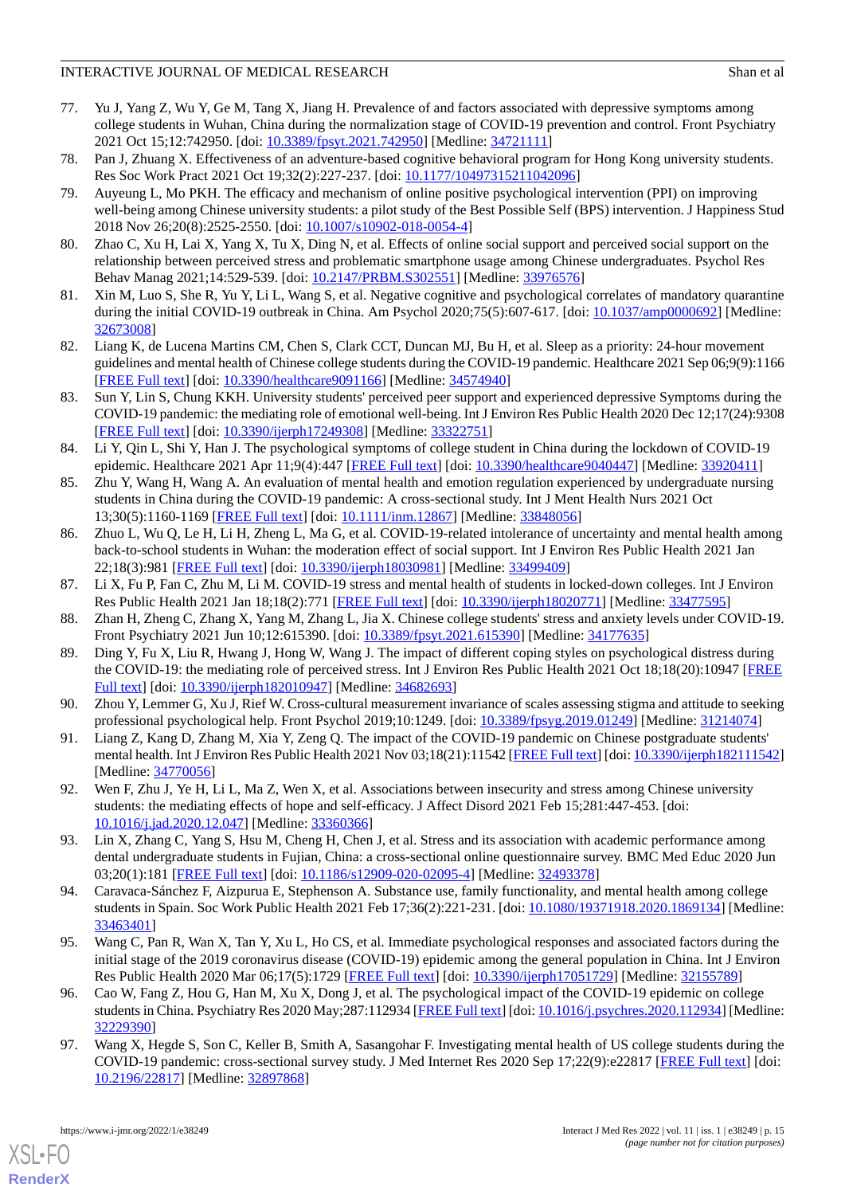77. Yu J, Yang Z, Wu Y, Ge M, Tang X, Jiang H. Prevalence of and factors associated with depressive symptoms among college students in Wuhan, China during the normalization stage of COVID-19 prevention and control. Front Psychiatry 2021 Oct 15;12:742950. [doi: 10.3389/fpsyt.2021.742950] [Medline: 34721111]
78. Pan J, Zhuang X. Effectiveness of an adventure-based cognitive behavioral program for Hong Kong university students. Res Soc Work Pract 2021 Oct 19;32(2):227-237. [doi: 10.1177/10497315211042096]
79. Auyeung L, Mo PKH. The efficacy and mechanism of online positive psychological intervention (PPI) on improving well-being among Chinese university students: a pilot study of the Best Possible Self (BPS) intervention. J Happiness Stud 2018 Nov 26;20(8):2525-2550. [doi: 10.1007/s10902-018-0054-4]
80. Zhao C, Xu H, Lai X, Yang X, Tu X, Ding N, et al. Effects of online social support and perceived social support on the relationship between perceived stress and problematic smartphone usage among Chinese undergraduates. Psychol Res Behav Manag 2021;14:529-539. [doi: 10.2147/PRBM.S302551] [Medline: 33976576]
81. Xin M, Luo S, She R, Yu Y, Li L, Wang S, et al. Negative cognitive and psychological correlates of mandatory quarantine during the initial COVID-19 outbreak in China. Am Psychol 2020;75(5):607-617. [doi: 10.1037/amp0000692] [Medline: 32673008]
82. Liang K, de Lucena Martins CM, Chen S, Clark CCT, Duncan MJ, Bu H, et al. Sleep as a priority: 24-hour movement guidelines and mental health of Chinese college students during the COVID-19 pandemic. Healthcare 2021 Sep 06;9(9):1166 [FREE Full text] [doi: 10.3390/healthcare9091166] [Medline: 34574940]
83. Sun Y, Lin S, Chung KKH. University students' perceived peer support and experienced depressive Symptoms during the COVID-19 pandemic: the mediating role of emotional well-being. Int J Environ Res Public Health 2020 Dec 12;17(24):9308 [FREE Full text] [doi: 10.3390/ijerph17249308] [Medline: 33322751]
84. Li Y, Qin L, Shi Y, Han J. The psychological symptoms of college student in China during the lockdown of COVID-19 epidemic. Healthcare 2021 Apr 11;9(4):447 [FREE Full text] [doi: 10.3390/healthcare9040447] [Medline: 33920411]
85. Zhu Y, Wang H, Wang A. An evaluation of mental health and emotion regulation experienced by undergraduate nursing students in China during the COVID-19 pandemic: A cross-sectional study. Int J Ment Health Nurs 2021 Oct 13;30(5):1160-1169 [FREE Full text] [doi: 10.1111/inm.12867] [Medline: 33848056]
86. Zhuo L, Wu Q, Le H, Li H, Zheng L, Ma G, et al. COVID-19-related intolerance of uncertainty and mental health among back-to-school students in Wuhan: the moderation effect of social support. Int J Environ Res Public Health 2021 Jan 22;18(3):981 [FREE Full text] [doi: 10.3390/ijerph18030981] [Medline: 33499409]
87. Li X, Fu P, Fan C, Zhu M, Li M. COVID-19 stress and mental health of students in locked-down colleges. Int J Environ Res Public Health 2021 Jan 18;18(2):771 [FREE Full text] [doi: 10.3390/ijerph18020771] [Medline: 33477595]
88. Zhan H, Zheng C, Zhang X, Yang M, Zhang L, Jia X. Chinese college students' stress and anxiety levels under COVID-19. Front Psychiatry 2021 Jun 10;12:615390. [doi: 10.3389/fpsyt.2021.615390] [Medline: 34177635]
89. Ding Y, Fu X, Liu R, Hwang J, Hong W, Wang J. The impact of different coping styles on psychological distress during the COVID-19: the mediating role of perceived stress. Int J Environ Res Public Health 2021 Oct 18;18(20):10947 [FREE Full text] [doi: 10.3390/ijerph182010947] [Medline: 34682693]
90. Zhou Y, Lemmer G, Xu J, Rief W. Cross-cultural measurement invariance of scales assessing stigma and attitude to seeking professional psychological help. Front Psychol 2019;10:1249. [doi: 10.3389/fpsyg.2019.01249] [Medline: 31214074]
91. Liang Z, Kang D, Zhang M, Xia Y, Zeng Q. The impact of the COVID-19 pandemic on Chinese postgraduate students' mental health. Int J Environ Res Public Health 2021 Nov 03;18(21):11542 [FREE Full text] [doi: 10.3390/ijerph182111542] [Medline: 34770056]
92. Wen F, Zhu J, Ye H, Li L, Ma Z, Wen X, et al. Associations between insecurity and stress among Chinese university students: the mediating effects of hope and self-efficacy. J Affect Disord 2021 Feb 15;281:447-453. [doi: 10.1016/j.jad.2020.12.047] [Medline: 33360366]
93. Lin X, Zhang C, Yang S, Hsu M, Cheng H, Chen J, et al. Stress and its association with academic performance among dental undergraduate students in Fujian, China: a cross-sectional online questionnaire survey. BMC Med Educ 2020 Jun 03;20(1):181 [FREE Full text] [doi: 10.1186/s12909-020-02095-4] [Medline: 32493378]
94. Caravaca-Sánchez F, Aizpurua E, Stephenson A. Substance use, family functionality, and mental health among college students in Spain. Soc Work Public Health 2021 Feb 17;36(2):221-231. [doi: 10.1080/19371918.2020.1869134] [Medline: 33463401]
95. Wang C, Pan R, Wan X, Tan Y, Xu L, Ho CS, et al. Immediate psychological responses and associated factors during the initial stage of the 2019 coronavirus disease (COVID-19) epidemic among the general population in China. Int J Environ Res Public Health 2020 Mar 06;17(5):1729 [FREE Full text] [doi: 10.3390/ijerph17051729] [Medline: 32155789]
96. Cao W, Fang Z, Hou G, Han M, Xu X, Dong J, et al. The psychological impact of the COVID-19 epidemic on college students in China. Psychiatry Res 2020 May;287:112934 [FREE Full text] [doi: 10.1016/j.psychres.2020.112934] [Medline: 32229390]
97. Wang X, Hegde S, Son C, Keller B, Smith A, Sasangohar F. Investigating mental health of US college students during the COVID-19 pandemic: cross-sectional survey study. J Med Internet Res 2020 Sep 17;22(9):e22817 [FREE Full text] [doi: 10.2196/22817] [Medline: 32897868]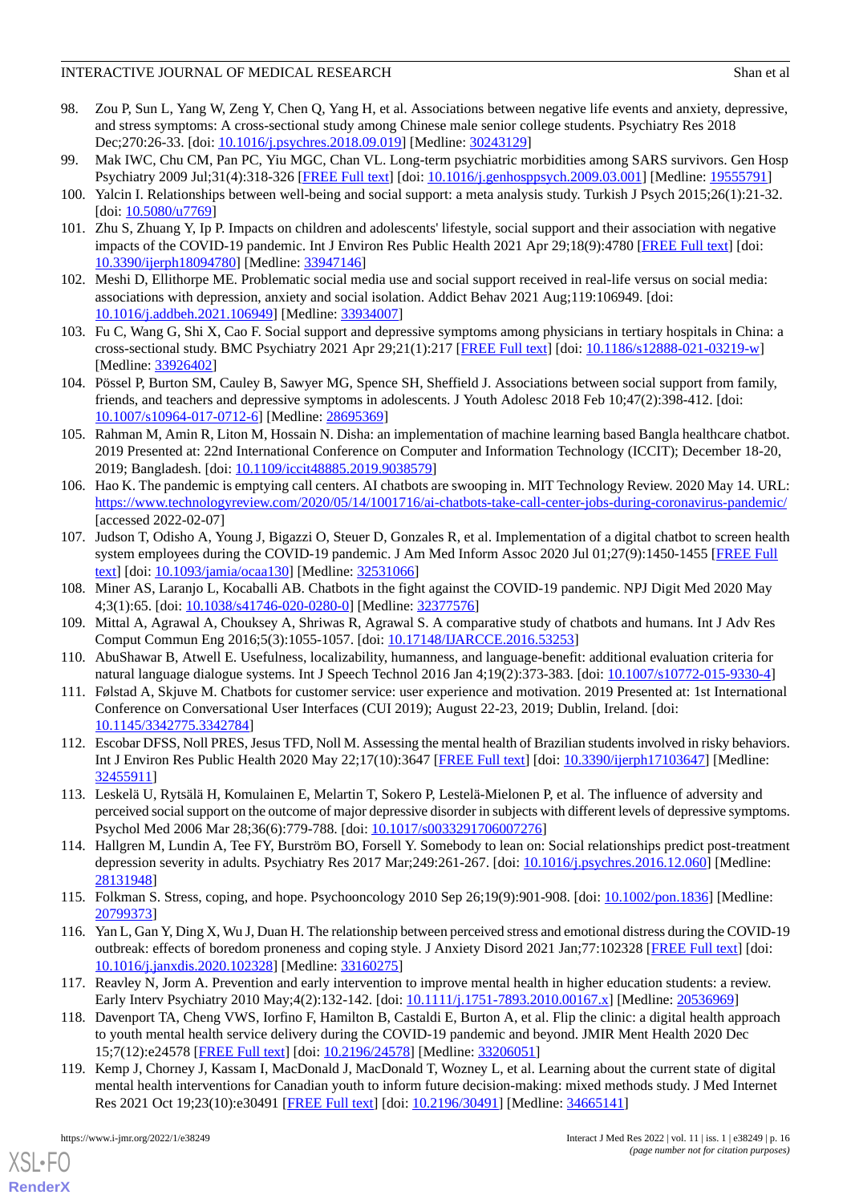98. Zou P, Sun L, Yang W, Zeng Y, Chen Q, Yang H, et al. Associations between negative life events and anxiety, depressive, and stress symptoms: A cross-sectional study among Chinese male senior college students. Psychiatry Res 2018 Dec;270:26-33. [doi: 10.1016/j.psychres.2018.09.019] [Medline: 30243129]
99. Mak IWC, Chu CM, Pan PC, Yiu MGC, Chan VL. Long-term psychiatric morbidities among SARS survivors. Gen Hosp Psychiatry 2009 Jul;31(4):318-326 [FREE Full text] [doi: 10.1016/j.genhosppsych.2009.03.001] [Medline: 19555791]
100. Yalcin I. Relationships between well-being and social support: a meta analysis study. Turkish J Psych 2015;26(1):21-32. [doi: 10.5080/u7769]
101. Zhu S, Zhuang Y, Ip P. Impacts on children and adolescents' lifestyle, social support and their association with negative impacts of the COVID-19 pandemic. Int J Environ Res Public Health 2021 Apr 29;18(9):4780 [FREE Full text] [doi: 10.3390/ijerph18094780] [Medline: 33947146]
102. Meshi D, Ellithorpe ME. Problematic social media use and social support received in real-life versus on social media: associations with depression, anxiety and social isolation. Addict Behav 2021 Aug;119:106949. [doi: 10.1016/j.addbeh.2021.106949] [Medline: 33934007]
103. Fu C, Wang G, Shi X, Cao F. Social support and depressive symptoms among physicians in tertiary hospitals in China: a cross-sectional study. BMC Psychiatry 2021 Apr 29;21(1):217 [FREE Full text] [doi: 10.1186/s12888-021-03219-w] [Medline: 33926402]
104. Pössel P, Burton SM, Cauley B, Sawyer MG, Spence SH, Sheffield J. Associations between social support from family, friends, and teachers and depressive symptoms in adolescents. J Youth Adolesc 2018 Feb 10;47(2):398-412. [doi: 10.1007/s10964-017-0712-6] [Medline: 28695369]
105. Rahman M, Amin R, Liton M, Hossain N. Disha: an implementation of machine learning based Bangla healthcare chatbot. 2019 Presented at: 22nd International Conference on Computer and Information Technology (ICCIT); December 18-20, 2019; Bangladesh. [doi: 10.1109/iccit48885.2019.9038579]
106. Hao K. The pandemic is emptying call centers. AI chatbots are swooping in. MIT Technology Review. 2020 May 14. URL: https://www.technologyreview.com/2020/05/14/1001716/ai-chatbots-take-call-center-jobs-during-coronavirus-pandemic/ [accessed 2022-02-07]
107. Judson T, Odisho A, Young J, Bigazzi O, Steuer D, Gonzales R, et al. Implementation of a digital chatbot to screen health system employees during the COVID-19 pandemic. J Am Med Inform Assoc 2020 Jul 01;27(9):1450-1455 [FREE Full text] [doi: 10.1093/jamia/ocaa130] [Medline: 32531066]
108. Miner AS, Laranjo L, Kocaballi AB. Chatbots in the fight against the COVID-19 pandemic. NPJ Digit Med 2020 May 4;3(1):65. [doi: 10.1038/s41746-020-0280-0] [Medline: 32377576]
109. Mittal A, Agrawal A, Chouksey A, Shriwas R, Agrawal S. A comparative study of chatbots and humans. Int J Adv Res Comput Commun Eng 2016;5(3):1055-1057. [doi: 10.17148/IJARCCE.2016.53253]
110. AbuShawar B, Atwell E. Usefulness, localizability, humanness, and language-benefit: additional evaluation criteria for natural language dialogue systems. Int J Speech Technol 2016 Jan 4;19(2):373-383. [doi: 10.1007/s10772-015-9330-4]
111. Følstad A, Skjuve M. Chatbots for customer service: user experience and motivation. 2019 Presented at: 1st International Conference on Conversational User Interfaces (CUI 2019); August 22-23, 2019; Dublin, Ireland. [doi: 10.1145/3342775.3342784]
112. Escobar DFSS, Noll PRES, Jesus TFD, Noll M. Assessing the mental health of Brazilian students involved in risky behaviors. Int J Environ Res Public Health 2020 May 22;17(10):3647 [FREE Full text] [doi: 10.3390/ijerph17103647] [Medline: 32455911]
113. Leskelä U, Rytsälä H, Komulainen E, Melartin T, Sokero P, Lestelä-Mielonen P, et al. The influence of adversity and perceived social support on the outcome of major depressive disorder in subjects with different levels of depressive symptoms. Psychol Med 2006 Mar 28;36(6):779-788. [doi: 10.1017/s0033291706007276]
114. Hallgren M, Lundin A, Tee FY, Burström BO, Forsell Y. Somebody to lean on: Social relationships predict post-treatment depression severity in adults. Psychiatry Res 2017 Mar;249:261-267. [doi: 10.1016/j.psychres.2016.12.060] [Medline: 28131948]
115. Folkman S. Stress, coping, and hope. Psychooncology 2010 Sep 26;19(9):901-908. [doi: 10.1002/pon.1836] [Medline: 20799373]
116. Yan L, Gan Y, Ding X, Wu J, Duan H. The relationship between perceived stress and emotional distress during the COVID-19 outbreak: effects of boredom proneness and coping style. J Anxiety Disord 2021 Jan;77:102328 [FREE Full text] [doi: 10.1016/j.janxdis.2020.102328] [Medline: 33160275]
117. Reavley N, Jorm A. Prevention and early intervention to improve mental health in higher education students: a review. Early Interv Psychiatry 2010 May;4(2):132-142. [doi: 10.1111/j.1751-7893.2010.00167.x] [Medline: 20536969]
118. Davenport TA, Cheng VWS, Iorfino F, Hamilton B, Castaldi E, Burton A, et al. Flip the clinic: a digital health approach to youth mental health service delivery during the COVID-19 pandemic and beyond. JMIR Ment Health 2020 Dec 15;7(12):e24578 [FREE Full text] [doi: 10.2196/24578] [Medline: 33206051]
119. Kemp J, Chorney J, Kassam I, MacDonald J, MacDonald T, Wozney L, et al. Learning about the current state of digital mental health interventions for Canadian youth to inform future decision-making: mixed methods study. J Med Internet Res 2021 Oct 19;23(10):e30491 [FREE Full text] [doi: 10.2196/30491] [Medline: 34665141]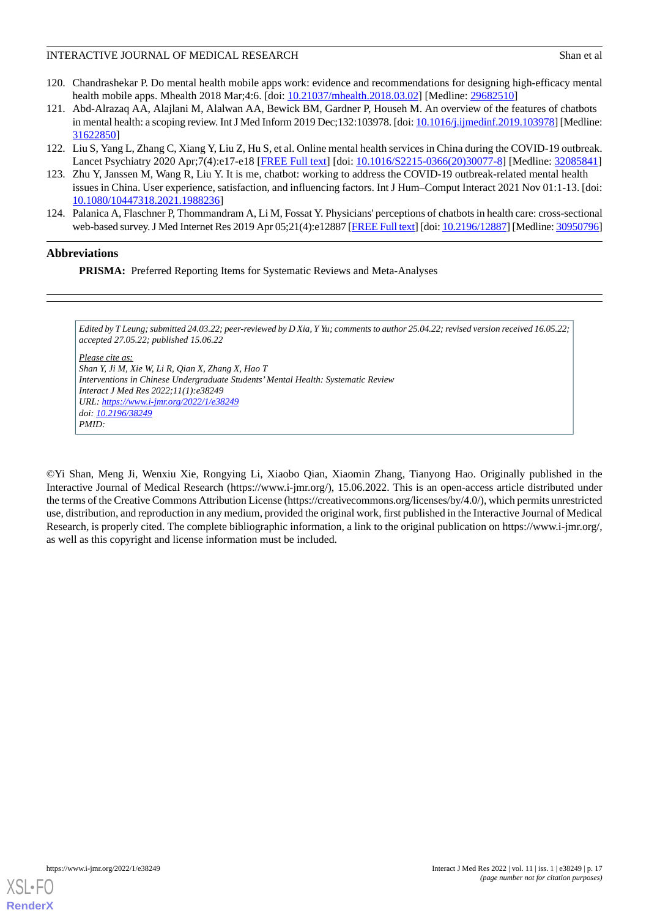120. Chandrashekar P. Do mental health mobile apps work: evidence and recommendations for designing high-efficacy mental health mobile apps. Mhealth 2018 Mar;4:6. [doi: 10.21037/mhealth.2018.03.02] [Medline: 29682510]
121. Abd-Alrazaq AA, Alajlani M, Alalwan AA, Bewick BM, Gardner P, Househ M. An overview of the features of chatbots in mental health: a scoping review. Int J Med Inform 2019 Dec;132:103978. [doi: 10.1016/j.ijmedinf.2019.103978] [Medline: 31622850]
122. Liu S, Yang L, Zhang C, Xiang Y, Liu Z, Hu S, et al. Online mental health services in China during the COVID-19 outbreak. Lancet Psychiatry 2020 Apr;7(4):e17-e18 [FREE Full text] [doi: 10.1016/S2215-0366(20)30077-8] [Medline: 32085841]
123. Zhu Y, Janssen M, Wang R, Liu Y. It is me, chatbot: working to address the COVID-19 outbreak-related mental health issues in China. User experience, satisfaction, and influencing factors. Int J Hum–Comput Interact 2021 Nov 01:1-13. [doi: 10.1080/10447318.2021.1988236]
124. Palanica A, Flaschner P, Thommandram A, Li M, Fossat Y. Physicians' perceptions of chatbots in health care: cross-sectional web-based survey. J Med Internet Res 2019 Apr 05;21(4):e12887 [FREE Full text] [doi: 10.2196/12887] [Medline: 30950796]

## Abbreviations

**PRISMA:** Preferred Reporting Items for Systematic Reviews and Meta-Analyses

*Edited by T Leung; submitted 24.03.22; peer-reviewed by D Xia, Y Yu; comments to author 25.04.22; revised version received 16.05.22; accepted 27.05.22; published 15.06.22*

*Please cite as:*
*Shan Y, Ji M, Xie W, Li R, Qian X, Zhang X, Hao T*
*Interventions in Chinese Undergraduate Students' Mental Health: Systematic Review*
*Interact J Med Res 2022;11(1):e38249*
*URL: https://www.i-jmr.org/2022/1/e38249*
*doi: 10.2196/38249*
*PMID:*

©Yi Shan, Meng Ji, Wenxiu Xie, Rongying Li, Xiaobo Qian, Xiaomin Zhang, Tianyong Hao. Originally published in the Interactive Journal of Medical Research (https://www.i-jmr.org/), 15.06.2022. This is an open-access article distributed under the terms of the Creative Commons Attribution License (https://creativecommons.org/licenses/by/4.0/), which permits unrestricted use, distribution, and reproduction in any medium, provided the original work, first published in the Interactive Journal of Medical Research, is properly cited. The complete bibliographic information, a link to the original publication on https://www.i-jmr.org/, as well as this copyright and license information must be included.